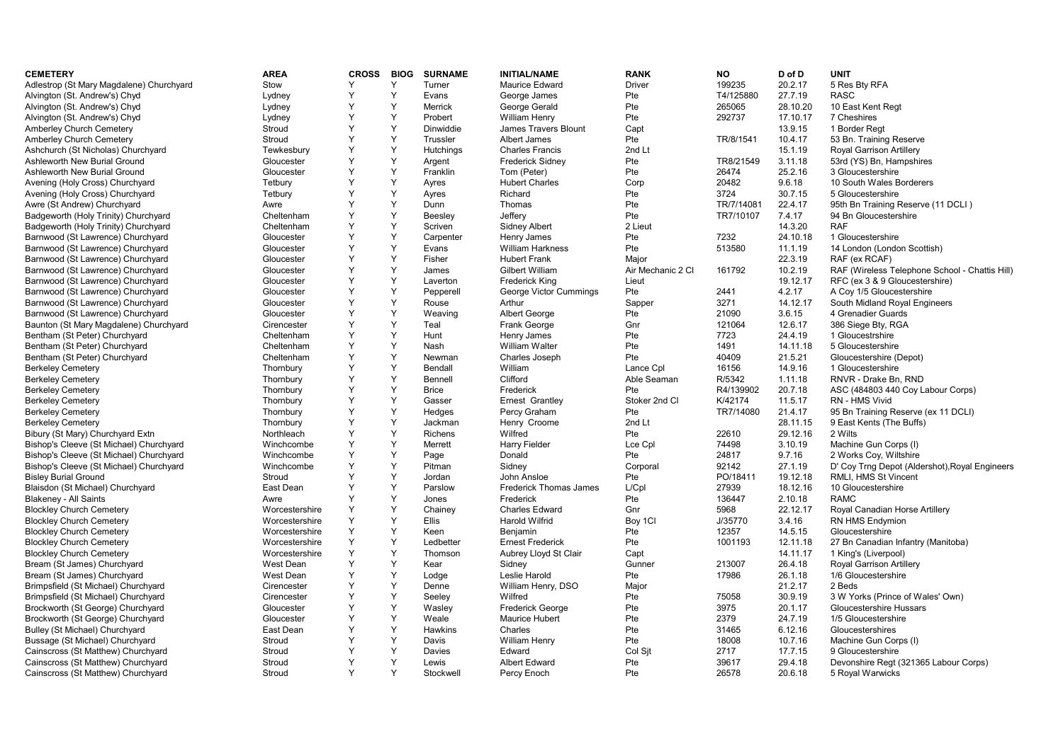| CEMETERY | AREA | CROSS | BIOG | SURNAME | INITIAL/NAME | RANK | NO | D of D | UNIT |
|---|---|---|---|---|---|---|---|---|---|
| Adlestrop (St Mary Magdalene) Churchyard | Stow | Y | Y | Turner | Maurice Edward | Driver | 199235 | 20.2.17 | 5 Res Bty RFA |
| Alvington (St. Andrew's) Chyd | Lydney | Y | Y | Evans | George James | Pte | T4/125880 | 27.7.19 | RASC |
| Alvington (St. Andrew's) Chyd | Lydney | Y | Y | Merrick | George Gerald | Pte | 265065 | 28.10.20 | 10 East Kent Regt |
| Alvington (St. Andrew's) Chyd | Lydney | Y | Y | Probert | William Henry | Pte | 292737 | 17.10.17 | 7 Cheshires |
| Amberley Church Cemetery | Stroud | Y | Y | Dinwiddie | James Travers Blount | Capt | | 13.9.15 | 1 Border Regt |
| Amberley Church Cemetery | Stroud | Y | Y | Trussler | Albert James | Pte | TR/8/1541 | 10.4.17 | 53 Bn. Training Reserve |
| Ashchurch (St Nicholas) Churchyard | Tewkesbury | Y | Y | Hutchings | Charles Francis | 2nd Lt | | 15.1.19 | Royal Garrison Artillery |
| Ashleworth New Burial Ground | Gloucester | Y | Y | Argent | Frederick Sidney | Pte | TR8/21549 | 3.11.18 | 53rd (YS) Bn, Hampshires |
| Ashleworth New Burial Ground | Gloucester | Y | Y | Franklin | Tom (Peter) | Pte | 26474 | 25.2.16 | 3 Gloucestershire |
| Avening (Holy Cross) Churchyard | Tetbury | Y | Y | Ayres | Hubert Charles | Corp | 20482 | 9.6.18 | 10 South Wales Borderers |
| Avening (Holy Cross) Churchyard | Tetbury | Y | Y | Ayres | Richard | Pte | 3724 | 30.7.15 | 5 Gloucestershire |
| Awre (St Andrew) Churchyard | Awre | Y | Y | Dunn | Thomas | Pte | TR/7/14081 | 22.4.17 | 95th Bn Training Reserve (11 DCLI ) |
| Badgeworth (Holy Trinity) Churchyard | Cheltenham | Y | Y | Beesley | Jeffery | Pte | TR7/10107 | 7.4.17 | 94 Bn Gloucestershire |
| Badgeworth (Holy Trinity) Churchyard | Cheltenham | Y | Y | Scriven | Sidney Albert | 2 Lieut | | 14.3.20 | RAF |
| Barnwood (St Lawrence) Churchyard | Gloucester | Y | Y | Carpenter | Henry James | Pte | 7232 | 24.10.18 | 1 Gloucestershire |
| Barnwood (St Lawrence) Churchyard | Gloucester | Y | Y | Evans | William Harkness | Pte | 513580 | 11.1.19 | 14 London (London Scottish) |
| Barnwood (St Lawrence) Churchyard | Gloucester | Y | Y | Fisher | Hubert Frank | Major | | 22.3.19 | RAF (ex RCAF) |
| Barnwood (St Lawrence) Churchyard | Gloucester | Y | Y | James | Gilbert William | Air Mechanic 2 Cl | 161792 | 10.2.19 | RAF (Wireless Telephone School - Chattis Hill) |
| Barnwood (St Lawrence) Churchyard | Gloucester | Y | Y | Laverton | Frederick King | Lieut | | 19.12.17 | RFC (ex 3 & 9 Gloucestershire) |
| Barnwood (St Lawrence) Churchyard | Gloucester | Y | Y | Pepperell | George Victor Cummings | Pte | 2441 | 4.2.17 | A Coy 1/5 Gloucestershire |
| Barnwood (St Lawrence) Churchyard | Gloucester | Y | Y | Rouse | Arthur | Sapper | 3271 | 14.12.17 | South Midland Royal Engineers |
| Barnwood (St Lawrence) Churchyard | Gloucester | Y | Y | Weaving | Albert George | Pte | 21090 | 3.6.15 | 4 Grenadier Guards |
| Baunton (St Mary Magdalene) Churchyard | Cirencester | Y | Y | Teal | Frank George | Gnr | 121064 | 12.6.17 | 386 Siege Bty, RGA |
| Bentham (St Peter) Churchyard | Cheltenham | Y | Y | Hunt | Henry James | Pte | 7723 | 24.4.19 | 1 Gloucestrshire |
| Bentham (St Peter) Churchyard | Cheltenham | Y | Y | Nash | William Walter | Pte | 1491 | 14.11.18 | 5 Gloucestershire |
| Bentham (St Peter) Churchyard | Cheltenham | Y | Y | Newman | Charles Joseph | Pte | 40409 | 21.5.21 | Gloucestershire (Depot) |
| Berkeley Cemetery | Thornbury | Y | Y | Bendall | William | Lance Cpl | 16156 | 14.9.16 | 1 Gloucestershire |
| Berkeley Cemetery | Thornbury | Y | Y | Bennell | Clifford | Able Seaman | R/5342 | 1.11.18 | RNVR - Drake Bn, RND |
| Berkeley Cemetery | Thornbury | Y | Y | Brice | Frederick | Pte | R4/139902 | 20.7.18 | ASC (484803 440 Coy Labour Corps) |
| Berkeley Cemetery | Thornbury | Y | Y | Gasser | Ernest Grantley | Stoker 2nd Cl | K/42174 | 11.5.17 | RN - HMS Vivid |
| Berkeley Cemetery | Thornbury | Y | Y | Hedges | Percy Graham | Pte | TR7/14080 | 21.4.17 | 95 Bn Training Reserve (ex 11 DCLI) |
| Berkeley Cemetery | Thornbury | Y | Y | Jackman | Henry Croome | 2nd Lt | | 28.11.15 | 9 East Kents (The Buffs) |
| Bibury (St Mary) Churchyard Extn | Northleach | Y | Y | Richens | Wilfred | Pte | 22610 | 29.12.16 | 2 Wilts |
| Bishop's Cleeve (St Michael) Churchyard | Winchcombe | Y | Y | Merrett | Harry Fielder | Lce Cpl | 74498 | 3.10.19 | Machine Gun Corps (I) |
| Bishop's Cleeve (St Michael) Churchyard | Winchcombe | Y | Y | Page | Donald | Pte | 24817 | 9.7.16 | 2 Works Coy, Wiltshire |
| Bishop's Cleeve (St Michael) Churchyard | Winchcombe | Y | Y | Pitman | Sidney | Corporal | 92142 | 27.1.19 | D' Coy Trng Depot (Aldershot),Royal Engineers |
| Bisley Burial Ground | Stroud | Y | Y | Jordan | John Ansloe | Pte | PO/18411 | 19.12.18 | RMLI, HMS St Vincent |
| Blaisdon (St Michael) Churchyard | East Dean | Y | Y | Parslow | Frederick Thomas James | L/Cpl | 27939 | 18.12.16 | 10 Gloucestershire |
| Blakeney - All Saints | Awre | Y | Y | Jones | Frederick | Pte | 136447 | 2.10.18 | RAMC |
| Blockley Church Cemetery | Worcestershire | Y | Y | Chainey | Charles Edward | Gnr | 5968 | 22.12.17 | Royal Canadian Horse Artillery |
| Blockley Church Cemetery | Worcestershire | Y | Y | Ellis | Harold Wilfrid | Boy 1Cl | J/35770 | 3.4.16 | RN HMS Endymion |
| Blockley Church Cemetery | Worcestershire | Y | Y | Keen | Benjamin | Pte | 12357 | 14.5.15 | Gloucestershire |
| Blockley Church Cemetery | Worcestershire | Y | Y | Ledbetter | Ernest Frederick | Pte | 1001193 | 12.11.18 | 27 Bn Canadian Infantry (Manitoba) |
| Blockley Church Cemetery | Worcestershire | Y | Y | Thomson | Aubrey Lloyd St Clair | Capt | | 14.11.17 | 1 King's (Liverpool) |
| Bream (St James) Churchyard | West Dean | Y | Y | Kear | Sidney | Gunner | 213007 | 26.4.18 | Royal Garrison Artillery |
| Bream (St James) Churchyard | West Dean | Y | Y | Lodge | Leslie Harold | Pte | 17986 | 26.1.18 | 1/6 Gloucestershire |
| Brimpsfield (St Michael) Churchyard | Cirencester | Y | Y | Denne | William Henry, DSO | Major | | 21.2.17 | 2 Beds |
| Brimpsfield (St Michael) Churchyard | Cirencester | Y | Y | Seeley | Wilfred | Pte | 75058 | 30.9.19 | 3 W Yorks (Prince of Wales' Own) |
| Brockworth (St George) Churchyard | Gloucester | Y | Y | Wasley | Frederick George | Pte | 3975 | 20.1.17 | Gloucestershire Hussars |
| Brockworth (St George) Churchyard | Gloucester | Y | Y | Weale | Maurice Hubert | Pte | 2379 | 24.7.19 | 1/5 Gloucestershire |
| Bulley (St Michael) Churchyard | East Dean | Y | Y | Hawkins | Charles | Pte | 31465 | 6.12.16 | Gloucestershires |
| Bussage (St Michael) Churchyard | Stroud | Y | Y | Davis | William Henry | Pte | 18008 | 10.7.16 | Machine Gun Corps (I) |
| Cainscross (St Matthew) Churchyard | Stroud | Y | Y | Davies | Edward | Col Sjt | 2717 | 17.7.15 | 9 Gloucestershire |
| Cainscross (St Matthew) Churchyard | Stroud | Y | Y | Lewis | Albert Edward | Pte | 39617 | 29.4.18 | Devonshire Regt (321365 Labour Corps) |
| Cainscross (St Matthew) Churchyard | Stroud | Y | Y | Stockwell | Percy Enoch | Pte | 26578 | 20.6.18 | 5 Royal Warwicks |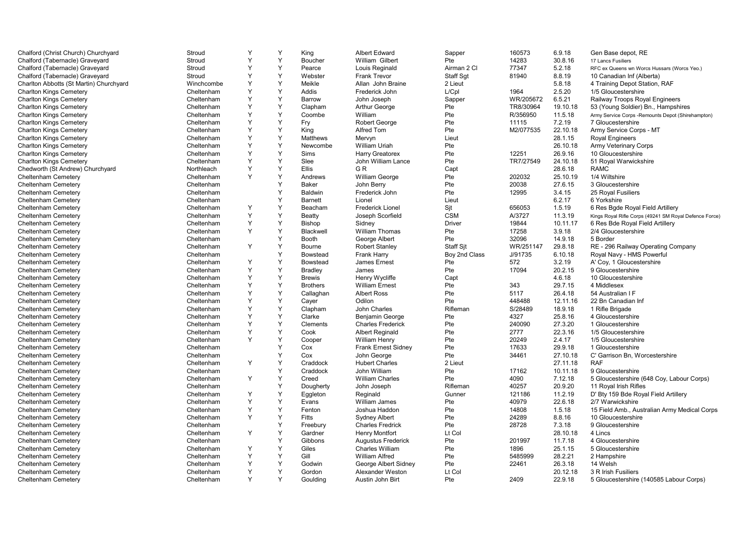| | | | | | | | | | |
|---|---|---|---|---|---|---|---|---|---|
| Chalford (Christ Church) Churchyard | Stroud | Y | Y | King | Albert Edward | Sapper | 160573 | 6.9.18 | Gen Base depot, RE |
| Chalford (Tabernacle) Graveyard | Stroud | Y | Y | Boucher | William Gilbert | Pte | 14283 | 30.8.16 | 17 Lancs Fusiliers |
| Chalford (Tabernacle) Graveyard | Stroud | Y | Y | Pearce | Louis Reginald | Airman 2 Cl | 77347 | 5.2.18 | RFC ex Queens wn Worcs Hussars (Worcs Yeo.) |
| Chalford (Tabernacle) Graveyard | Stroud | Y | Y | Webster | Frank Trevor | Staff Sgt | 81940 | 8.8.19 | 10 Canadian Inf (Alberta) |
| Charlton Abbotts (St Martin) Churchyard | Winchcombe | Y | Y | Meikle | Allan John Braine | 2 Lieut | | 5.8.18 | 4 Training Depot Station, RAF |
| Charlton Kings Cemetery | Cheltenham | Y | Y | Addis | Frederick John | L/Cpl | 1964 | 2.5.20 | 1/5 Gloucestershire |
| Charlton Kings Cemetery | Cheltenham | Y | Y | Barrow | John Joseph | Sapper | WR/205672 | 6.5.21 | Railway Troops Royal Engineers |
| Charlton Kings Cemetery | Cheltenham | Y | Y | Clapham | Arthur George | Pte | TR8/30964 | 19.10.18 | 53 (Young Soldier) Bn., Hampshires |
| Charlton Kings Cemetery | Cheltenham | Y | Y | Coombe | William | Pte | R/356950 | 11.5.18 | Army Service Corps -Remounts Depot (Shirehampton) |
| Charlton Kings Cemetery | Cheltenham | Y | Y | Fry | Robert George | Pte | 11115 | 7.2.19 | 7 Gloucestershire |
| Charlton Kings Cemetery | Cheltenham | Y | Y | King | Alfred Tom | Pte | M2/077535 | 22.10.18 | Army Service Corps - MT |
| Charlton Kings Cemetery | Cheltenham | Y | Y | Matthews | Mervyn | Lieut | | 28.1.15 | Royal Engineers |
| Charlton Kings Cemetery | Cheltenham | Y | Y | Newcombe | William Uriah | Pte | | 26.10.18 | Army Veterinary Corps |
| Charlton Kings Cemetery | Cheltenham | Y | Y | Sims | Harry Greatorex | Pte | 12251 | 26.9.16 | 10 Gloucestershire |
| Charlton Kings Cemetery | Cheltenham | Y | Y | Slee | John William Lance | Pte | TR7/27549 | 24.10.18 | 51 Royal Warwickshire |
| Chedworth (St Andrew) Churchyard | Northleach | Y | Y | Ellis | G R | Capt | | 28.6.18 | RAMC |
| Cheltenham Cemetery | Cheltenham | Y | Y | Andrews | William George | Pte | 202032 | 25.10.19 | 1/4 Wiltshire |
| Cheltenham Cemetery | Cheltenham | | Y | Baker | John Berry | Pte | 20038 | 27.6.15 | 3 Gloucestershire |
| Cheltenham Cemetery | Cheltenham | | Y | Baldwin | Frederick John | Pte | 12995 | 3.4.15 | 25 Royal Fusiliers |
| Cheltenham Cemetery | Cheltenham | | Y | Barnett | Lionel | Lieut | | 6.2.17 | 6 Yorkshire |
| Cheltenham Cemetery | Cheltenham | Y | Y | Beacham | Frederick Lionel | Sjt | 656053 | 1.5.19 | 6 Res Bgde Royal Field Artillery |
| Cheltenham Cemetery | Cheltenham | Y | Y | Beatty | Joseph Scorfield | CSM | A/3727 | 11.3.19 | Kings Royal Rifle Corps (49241 SM Royal Defence Force) |
| Cheltenham Cemetery | Cheltenham | Y | Y | Bishop | Sidney | Driver | 19844 | 10.11.17 | 6 Res Bde Royal Field Artillery |
| Cheltenham Cemetery | Cheltenham | Y | Y | Blackwell | William Thomas | Pte | 17258 | 3.9.18 | 2/4 Gloucestershire |
| Cheltenham Cemetery | Cheltenham | | Y | Booth | George Albert | Pte | 32096 | 14.9.18 | 5 Border |
| Cheltenham Cemetery | Cheltenham | Y | Y | Bourne | Robert Stanley | Staff Sjt | WR/251147 | 29.8.18 | RE - 296 Railway Operating Company |
| Cheltenham Cemetery | Cheltenham | | Y | Bowstead | Frank Harry | Boy 2nd Class | J/91735 | 6.10.18 | Royal Navy - HMS Powerful |
| Cheltenham Cemetery | Cheltenham | Y | Y | Bowstead | James Ernest | Pte | 572 | 3.2.19 | A' Coy, 1 Gloucestershire |
| Cheltenham Cemetery | Cheltenham | Y | Y | Bradley | James | Pte | 17094 | 20.2.15 | 9 Gloucestershire |
| Cheltenham Cemetery | Cheltenham | Y | Y | Brewis | Henry Wycliffe | Capt | | 4.6.18 | 10 Gloucestershire |
| Cheltenham Cemetery | Cheltenham | Y | Y | Brothers | William Ernest | Pte | 343 | 29.7.15 | 4 Middlesex |
| Cheltenham Cemetery | Cheltenham | Y | Y | Callaghan | Albert Ross | Pte | 5117 | 26.4.18 | 54 Australian I F |
| Cheltenham Cemetery | Cheltenham | Y | Y | Cayer | Odilon | Pte | 448488 | 12.11.16 | 22 Bn Canadian Inf |
| Cheltenham Cemetery | Cheltenham | Y | Y | Clapham | John Charles | Rifleman | S/28489 | 18.9.18 | 1 Rifle Brigade |
| Cheltenham Cemetery | Cheltenham | Y | Y | Clarke | Benjamin George | Pte | 4327 | 25.8.16 | 4 Gloucestershire |
| Cheltenham Cemetery | Cheltenham | Y | Y | Clements | Charles Frederick | Pte | 240090 | 27.3.20 | 1 Gloucestershire |
| Cheltenham Cemetery | Cheltenham | Y | Y | Cook | Albert Reginald | Pte | 2777 | 22.3.16 | 1/5 Gloucestershire |
| Cheltenham Cemetery | Cheltenham | Y | Y | Cooper | William Henry | Pte | 20249 | 2.4.17 | 1/5 Gloucestershire |
| Cheltenham Cemetery | Cheltenham | | Y | Cox | Frank Ernest Sidney | Pte | 17633 | 29.9.18 | 1 Gloucestershire |
| Cheltenham Cemetery | Cheltenham | | Y | Cox | John George | Pte | 34461 | 27.10.18 | C' Garrison Bn, Worcestershire |
| Cheltenham Cemetery | Cheltenham | Y | Y | Craddock | Hubert Charles | 2 Lieut | | 27.11.18 | RAF |
| Cheltenham Cemetery | Cheltenham | | Y | Craddock | John William | Pte | 17162 | 10.11.18 | 9 Gloucestershire |
| Cheltenham Cemetery | Cheltenham | Y | Y | Creed | William Charles | Pte | 4090 | 7.12.18 | 5 Gloucestershire (648 Coy, Labour Corps) |
| Cheltenham Cemetery | Cheltenham | | Y | Dougherty | John Joseph | Rifleman | 40257 | 20.9.20 | 11 Royal Irish Rifles |
| Cheltenham Cemetery | Cheltenham | Y | Y | Eggleton | Reginald | Gunner | 121186 | 11.2.19 | D' Bty 159 Bde Royal Field Artillery |
| Cheltenham Cemetery | Cheltenham | Y | Y | Evans | William James | Pte | 40979 | 22.6.18 | 2/7 Warwickshire |
| Cheltenham Cemetery | Cheltenham | Y | Y | Fenton | Joshua Haddon | Pte | 14808 | 1.5.18 | 15 Field Amb., Australian Army Medical Corps |
| Cheltenham Cemetery | Cheltenham | Y | Y | Fitts | Sydney Albert | Pte | 24289 | 8.8.16 | 10 Gloucestershire |
| Cheltenham Cemetery | Cheltenham | | Y | Freebury | Charles Fredrick | Pte | 28728 | 7.3.18 | 9 Gloucestershire |
| Cheltenham Cemetery | Cheltenham | Y | Y | Gardner | Henry Montfort | Lt Col | | 28.10.18 | 4 Lincs |
| Cheltenham Cemetery | Cheltenham | | Y | Gibbons | Augustus Frederick | Pte | 201997 | 11.7.18 | 4 Gloucestershire |
| Cheltenham Cemetery | Cheltenham | Y | Y | Giles | Charles William | Pte | 1896 | 25.1.15 | 5 Gloucestershire |
| Cheltenham Cemetery | Cheltenham | Y | Y | Gill | William Alfred | Pte | 5485999 | 28.2.21 | 2 Hampshire |
| Cheltenham Cemetery | Cheltenham | Y | Y | Godwin | George Albert Sidney | Pte | 22461 | 26.3.18 | 14 Welsh |
| Cheltenham Cemetery | Cheltenham | Y | Y | Gordon | Alexander Weston | Lt Col | | 20.12.18 | 3 R Irish Fusiliers |
| Cheltenham Cemetery | Cheltenham | Y | Y | Goulding | Austin John Birt | Pte | 2409 | 22.9.18 | 5 Gloucestershire (140585 Labour Corps) |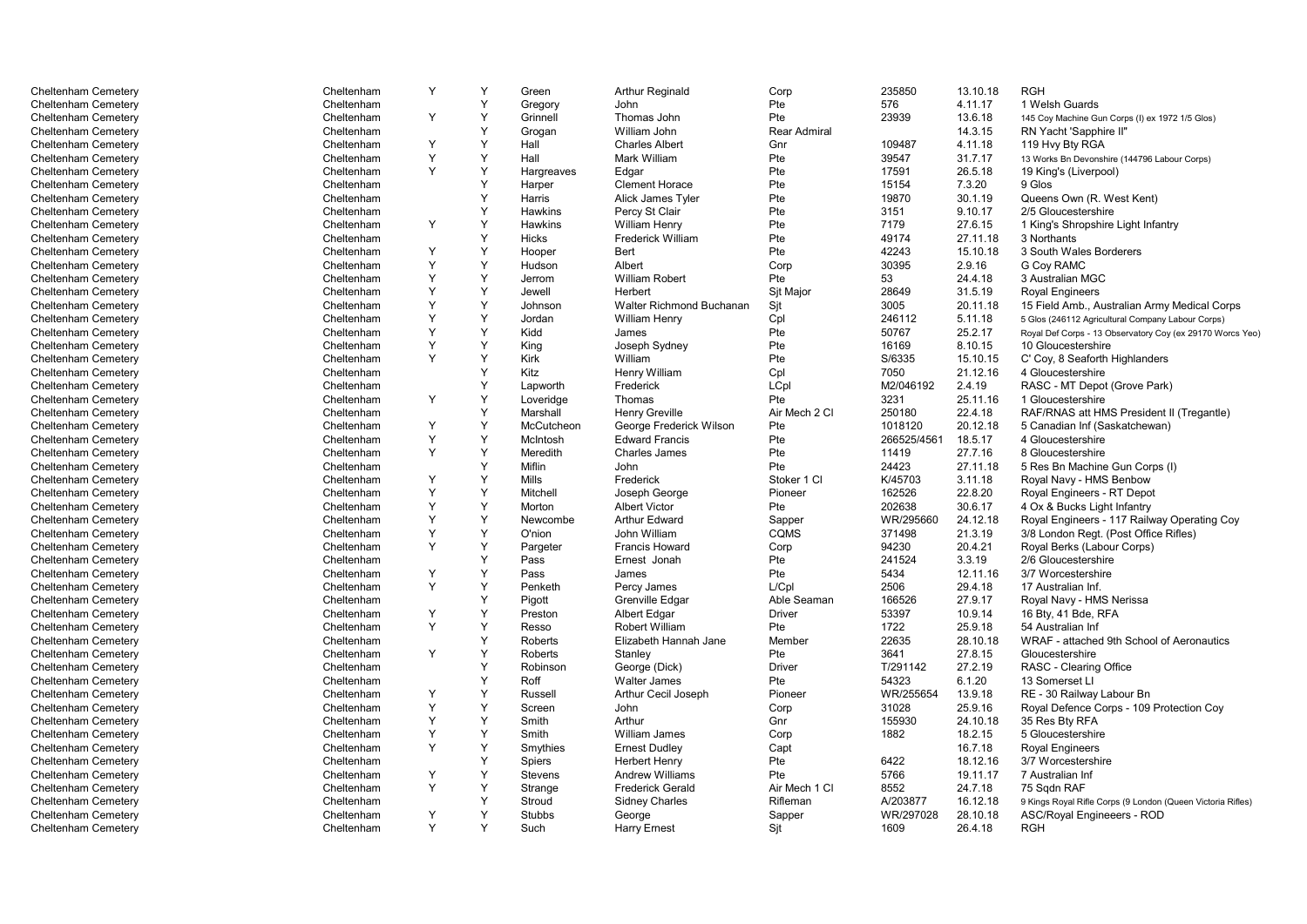| | | | | | | | | | |
|---|---|---|---|---|---|---|---|---|---|
| Cheltenham Cemetery | Cheltenham | Y | Y | Green | Arthur Reginald | Corp | 235850 | 13.10.18 | RGH |
| Cheltenham Cemetery | Cheltenham | | Y | Gregory | John | Pte | 576 | 4.11.17 | 1 Welsh Guards |
| Cheltenham Cemetery | Cheltenham | Y | Y | Grinnell | Thomas John | Pte | 23939 | 13.6.18 | 145 Coy Machine Gun Corps (I) ex 1972 1/5 Glos) |
| Cheltenham Cemetery | Cheltenham | | Y | Grogan | William John | Rear Admiral | | 14.3.15 | RN Yacht 'Sapphire II" |
| Cheltenham Cemetery | Cheltenham | Y | Y | Hall | Charles Albert | Gnr | 109487 | 4.11.18 | 119 Hvy Bty RGA |
| Cheltenham Cemetery | Cheltenham | Y | Y | Hall | Mark William | Pte | 39547 | 31.7.17 | 13 Works Bn Devonshire (144796 Labour Corps) |
| Cheltenham Cemetery | Cheltenham | Y | Y | Hargreaves | Edgar | Pte | 17591 | 26.5.18 | 19 King's (Liverpool) |
| Cheltenham Cemetery | Cheltenham | | Y | Harper | Clement Horace | Pte | 15154 | 7.3.20 | 9 Glos |
| Cheltenham Cemetery | Cheltenham | | Y | Harris | Alick James Tyler | Pte | 19870 | 30.1.19 | Queens Own (R. West Kent) |
| Cheltenham Cemetery | Cheltenham | | Y | Hawkins | Percy St Clair | Pte | 3151 | 9.10.17 | 2/5 Gloucestershire |
| Cheltenham Cemetery | Cheltenham | Y | Y | Hawkins | William Henry | Pte | 7179 | 27.6.15 | 1 King's Shropshire Light Infantry |
| Cheltenham Cemetery | Cheltenham | | Y | Hicks | Frederick William | Pte | 49174 | 27.11.18 | 3 Northants |
| Cheltenham Cemetery | Cheltenham | Y | Y | Hooper | Bert | Pte | 42243 | 15.10.18 | 3 South Wales Borderers |
| Cheltenham Cemetery | Cheltenham | Y | Y | Hudson | Albert | Corp | 30395 | 2.9.16 | G Coy RAMC |
| Cheltenham Cemetery | Cheltenham | Y | Y | Jerrom | William Robert | Pte | 53 | 24.4.18 | 3 Australian MGC |
| Cheltenham Cemetery | Cheltenham | Y | Y | Jewell | Herbert | Sjt Major | 28649 | 31.5.19 | Royal Engineers |
| Cheltenham Cemetery | Cheltenham | Y | Y | Johnson | Walter Richmond Buchanan | Sjt | 3005 | 20.11.18 | 15 Field Amb., Australian Army Medical Corps |
| Cheltenham Cemetery | Cheltenham | Y | Y | Jordan | William Henry | Cpl | 246112 | 5.11.18 | 5 Glos (246112 Agricultural Company Labour Corps) |
| Cheltenham Cemetery | Cheltenham | Y | Y | Kidd | James | Pte | 50767 | 25.2.17 | Royal Def Corps - 13 Observatory Coy (ex 29170 Worcs Yeo) |
| Cheltenham Cemetery | Cheltenham | Y | Y | King | Joseph Sydney | Pte | 16169 | 8.10.15 | 10 Gloucestershire |
| Cheltenham Cemetery | Cheltenham | Y | Y | Kirk | William | Pte | S/6335 | 15.10.15 | C' Coy, 8 Seaforth Highlanders |
| Cheltenham Cemetery | Cheltenham | | Y | Kitz | Henry William | Cpl | 7050 | 21.12.16 | 4 Gloucestershire |
| Cheltenham Cemetery | Cheltenham | | Y | Lapworth | Frederick | LCpl | M2/046192 | 2.4.19 | RASC - MT Depot (Grove Park) |
| Cheltenham Cemetery | Cheltenham | Y | Y | Loveridge | Thomas | Pte | 3231 | 25.11.16 | 1 Gloucestershire |
| Cheltenham Cemetery | Cheltenham | | Y | Marshall | Henry Greville | Air Mech 2 Cl | 250180 | 22.4.18 | RAF/RNAS att HMS President II (Tregantle) |
| Cheltenham Cemetery | Cheltenham | Y | Y | McCutcheon | George Frederick Wilson | Pte | 1018120 | 20.12.18 | 5 Canadian Inf (Saskatchewan) |
| Cheltenham Cemetery | Cheltenham | Y | Y | McIntosh | Edward Francis | Pte | 266525/4561 | 18.5.17 | 4 Gloucestershire |
| Cheltenham Cemetery | Cheltenham | Y | Y | Meredith | Charles James | Pte | 11419 | 27.7.16 | 8 Gloucestershire |
| Cheltenham Cemetery | Cheltenham | | Y | Miflin | John | Pte | 24423 | 27.11.18 | 5 Res Bn Machine Gun Corps (I) |
| Cheltenham Cemetery | Cheltenham | Y | Y | Mills | Frederick | Stoker 1 Cl | K/45703 | 3.11.18 | Royal Navy - HMS Benbow |
| Cheltenham Cemetery | Cheltenham | Y | Y | Mitchell | Joseph George | Pioneer | 162526 | 22.8.20 | Royal Engineers - RT Depot |
| Cheltenham Cemetery | Cheltenham | Y | Y | Morton | Albert Victor | Pte | 202638 | 30.6.17 | 4 Ox & Bucks Light Infantry |
| Cheltenham Cemetery | Cheltenham | Y | Y | Newcombe | Arthur Edward | Sapper | WR/295660 | 24.12.18 | Royal Engineers - 117 Railway Operating Coy |
| Cheltenham Cemetery | Cheltenham | Y | Y | O'nion | John William | CQMS | 371498 | 21.3.19 | 3/8 London Regt. (Post Office Rifles) |
| Cheltenham Cemetery | Cheltenham | Y | Y | Pargeter | Francis Howard | Corp | 94230 | 20.4.21 | Royal Berks (Labour Corps) |
| Cheltenham Cemetery | Cheltenham | | Y | Pass | Ernest Jonah | Pte | 241524 | 3.3.19 | 2/6 Gloucestershire |
| Cheltenham Cemetery | Cheltenham | Y | Y | Pass | James | Pte | 5434 | 12.11.16 | 3/7 Worcestershire |
| Cheltenham Cemetery | Cheltenham | Y | Y | Penketh | Percy James | L/Cpl | 2506 | 29.4.18 | 17 Australian Inf. |
| Cheltenham Cemetery | Cheltenham | | Y | Pigott | Grenville Edgar | Able Seaman | 166526 | 27.9.17 | Royal Navy - HMS Nerissa |
| Cheltenham Cemetery | Cheltenham | Y | Y | Preston | Albert Edgar | Driver | 53397 | 10.9.14 | 16 Bty, 41 Bde, RFA |
| Cheltenham Cemetery | Cheltenham | Y | Y | Resso | Robert William | Pte | 1722 | 25.9.18 | 54 Australian Inf |
| Cheltenham Cemetery | Cheltenham | | Y | Roberts | Elizabeth Hannah Jane | Member | 22635 | 28.10.18 | WRAF - attached 9th School of Aeronautics |
| Cheltenham Cemetery | Cheltenham | Y | Y | Roberts | Stanley | Pte | 3641 | 27.8.15 | Gloucestershire |
| Cheltenham Cemetery | Cheltenham | | Y | Robinson | George (Dick) | Driver | T/291142 | 27.2.19 | RASC - Clearing Office |
| Cheltenham Cemetery | Cheltenham | | Y | Roff | Walter James | Pte | 54323 | 6.1.20 | 13 Somerset LI |
| Cheltenham Cemetery | Cheltenham | Y | Y | Russell | Arthur Cecil Joseph | Pioneer | WR/255654 | 13.9.18 | RE - 30 Railway Labour Bn |
| Cheltenham Cemetery | Cheltenham | Y | Y | Screen | John | Corp | 31028 | 25.9.16 | Royal Defence Corps - 109 Protection Coy |
| Cheltenham Cemetery | Cheltenham | Y | Y | Smith | Arthur | Gnr | 155930 | 24.10.18 | 35 Res Bty RFA |
| Cheltenham Cemetery | Cheltenham | Y | Y | Smith | William James | Corp | 1882 | 18.2.15 | 5 Gloucestershire |
| Cheltenham Cemetery | Cheltenham | Y | Y | Smythies | Ernest Dudley | Capt | | 16.7.18 | Royal Engineers |
| Cheltenham Cemetery | Cheltenham | | Y | Spiers | Herbert Henry | Pte | 6422 | 18.12.16 | 3/7 Worcestershire |
| Cheltenham Cemetery | Cheltenham | Y | Y | Stevens | Andrew Williams | Pte | 5766 | 19.11.17 | 7 Australian Inf |
| Cheltenham Cemetery | Cheltenham | Y | Y | Strange | Frederick Gerald | Air Mech 1 Cl | 8552 | 24.7.18 | 75 Sqdn RAF |
| Cheltenham Cemetery | Cheltenham | | Y | Stroud | Sidney Charles | Rifleman | A/203877 | 16.12.18 | 9 Kings Royal Rifle Corps (9 London (Queen Victoria Rifles) |
| Cheltenham Cemetery | Cheltenham | Y | Y | Stubbs | George | Sapper | WR/297028 | 28.10.18 | ASC/Royal Engineeers - ROD |
| Cheltenham Cemetery | Cheltenham | Y | Y | Such | Harry Ernest | Sjt | 1609 | 26.4.18 | RGH |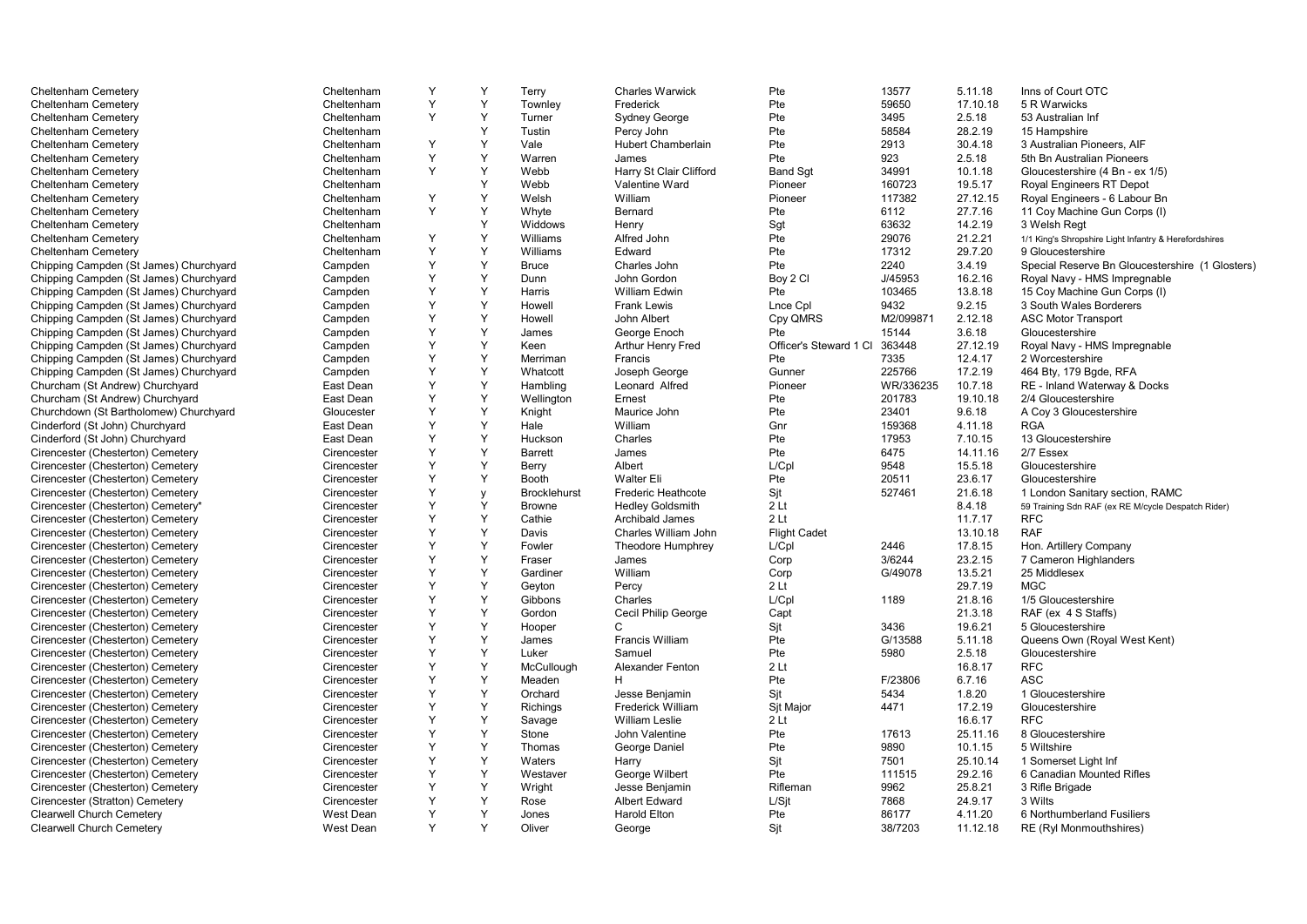| | | | | | | | | | | |
|---|---|---|---|---|---|---|---|---|---|---|
| Cheltenham Cemetery | Cheltenham | Y | Y | Terry | Charles Warwick | Pte | 13577 | 5.11.18 | Inns of Court OTC |
| Cheltenham Cemetery | Cheltenham | Y | Y | Townley | Frederick | Pte | 59650 | 17.10.18 | 5 R Warwicks |
| Cheltenham Cemetery | Cheltenham | Y | Y | Turner | Sydney George | Pte | 3495 | 2.5.18 | 53 Australian Inf |
| Cheltenham Cemetery | Cheltenham | | Y | Tustin | Percy John | Pte | 58584 | 28.2.19 | 15 Hampshire |
| Cheltenham Cemetery | Cheltenham | Y | Y | Vale | Hubert Chamberlain | Pte | 2913 | 30.4.18 | 3 Australian Pioneers, AIF |
| Cheltenham Cemetery | Cheltenham | Y | Y | Warren | James | Pte | 923 | 2.5.18 | 5th Bn Australian Pioneers |
| Cheltenham Cemetery | Cheltenham | Y | Y | Webb | Harry St Clair Clifford | Band Sgt | 34991 | 10.1.18 | Gloucestershire (4 Bn - ex 1/5) |
| Cheltenham Cemetery | Cheltenham | | Y | Webb | Valentine Ward | Pioneer | 160723 | 19.5.17 | Royal Engineers RT Depot |
| Cheltenham Cemetery | Cheltenham | Y | Y | Welsh | William | Pioneer | 117382 | 27.12.15 | Royal Engineers - 6 Labour Bn |
| Cheltenham Cemetery | Cheltenham | Y | Y | Whyte | Bernard | Pte | 6112 | 27.7.16 | 11 Coy Machine Gun Corps (I) |
| Cheltenham Cemetery | Cheltenham | | Y | Widdows | Henry | Sgt | 63632 | 14.2.19 | 3 Welsh Regt |
| Cheltenham Cemetery | Cheltenham | Y | Y | Williams | Alfred John | Pte | 29076 | 21.2.21 | 1/1 King's Shropshire Light Infantry & Herefordshires |
| Cheltenham Cemetery | Cheltenham | Y | Y | Williams | Edward | Pte | 17312 | 29.7.20 | 9 Gloucestershire |
| Chipping Campden (St James) Churchyard | Campden | Y | Y | Bruce | Charles John | Pte | 2240 | 3.4.19 | Special Reserve Bn Gloucestershire (1 Glosters) |
| Chipping Campden (St James) Churchyard | Campden | Y | Y | Dunn | John Gordon | Boy 2 Cl | J/45953 | 16.2.16 | Royal Navy - HMS Impregnable |
| Chipping Campden (St James) Churchyard | Campden | Y | Y | Harris | William Edwin | Pte | 103465 | 13.8.18 | 15 Coy Machine Gun Corps (I) |
| Chipping Campden (St James) Churchyard | Campden | Y | Y | Howell | Frank Lewis | Lnce Cpl | 9432 | 9.2.15 | 3 South Wales Borderers |
| Chipping Campden (St James) Churchyard | Campden | Y | Y | Howell | John Albert | Cpy QMRS | M2/099871 | 2.12.18 | ASC Motor Transport |
| Chipping Campden (St James) Churchyard | Campden | Y | Y | James | George Enoch | Pte | 15144 | 3.6.18 | Gloucestershire |
| Chipping Campden (St James) Churchyard | Campden | Y | Y | Keen | Arthur Henry Fred | Officer's Steward 1 Cl | 363448 | 27.12.19 | Royal Navy - HMS Impregnable |
| Chipping Campden (St James) Churchyard | Campden | Y | Y | Merriman | Francis | Pte | 7335 | 12.4.17 | 2 Worcestershire |
| Chipping Campden (St James) Churchyard | Campden | Y | Y | Whatcott | Joseph George | Gunner | 225766 | 17.2.19 | 464 Bty, 179 Bgde, RFA |
| Churcham (St Andrew) Churchyard | East Dean | Y | Y | Hambling | Leonard Alfred | Pioneer | WR/336235 | 10.7.18 | RE - Inland Waterway & Docks |
| Churcham (St Andrew) Churchyard | East Dean | Y | Y | Wellington | Ernest | Pte | 201783 | 19.10.18 | 2/4 Gloucestershire |
| Churchdown (St Bartholomew) Churchyard | Gloucester | Y | Y | Knight | Maurice John | Pte | 23401 | 9.6.18 | A Coy 3 Gloucestershire |
| Cinderford (St John) Churchyard | East Dean | Y | Y | Hale | William | Gnr | 159368 | 4.11.18 | RGA |
| Cinderford (St John) Churchyard | East Dean | Y | Y | Huckson | Charles | Pte | 17953 | 7.10.15 | 13 Gloucestershire |
| Cirencester (Chesterton) Cemetery | Cirencester | Y | Y | Barrett | James | Pte | 6475 | 14.11.16 | 2/7 Essex |
| Cirencester (Chesterton) Cemetery | Cirencester | Y | Y | Berry | Albert | L/Cpl | 9548 | 15.5.18 | Gloucestershire |
| Cirencester (Chesterton) Cemetery | Cirencester | Y | Y | Booth | Walter Eli | Pte | 20511 | 23.6.17 | Gloucestershire |
| Cirencester (Chesterton) Cemetery | Cirencester | Y | y | Brocklehurst | Frederic Heathcote | Sjt | 527461 | 21.6.18 | 1 London Sanitary section, RAMC |
| Cirencester (Chesterton) Cemetery* | Cirencester | Y | Y | Browne | Hedley Goldsmith | 2 Lt | | 8.4.18 | 59 Training Sdn RAF (ex RE M/cycle Despatch Rider) |
| Cirencester (Chesterton) Cemetery | Cirencester | Y | Y | Cathie | Archibald James | 2 Lt | | 11.7.17 | RFC |
| Cirencester (Chesterton) Cemetery | Cirencester | Y | Y | Davis | Charles William John | Flight Cadet | | 13.10.18 | RAF |
| Cirencester (Chesterton) Cemetery | Cirencester | Y | Y | Fowler | Theodore Humphrey | L/Cpl | 2446 | 17.8.15 | Hon. Artillery Company |
| Cirencester (Chesterton) Cemetery | Cirencester | Y | Y | Fraser | James | Corp | 3/6244 | 23.2.15 | 7 Cameron Highlanders |
| Cirencester (Chesterton) Cemetery | Cirencester | Y | Y | Gardiner | William | Corp | G/49078 | 13.5.21 | 25 Middlesex |
| Cirencester (Chesterton) Cemetery | Cirencester | Y | Y | Geyton | Percy | 2 Lt | | 29.7.19 | MGC |
| Cirencester (Chesterton) Cemetery | Cirencester | Y | Y | Gibbons | Charles | L/Cpl | 1189 | 21.8.16 | 1/5 Gloucestershire |
| Cirencester (Chesterton) Cemetery | Cirencester | Y | Y | Gordon | Cecil Philip George | Capt | | 21.3.18 | RAF (ex 4 S Staffs) |
| Cirencester (Chesterton) Cemetery | Cirencester | Y | Y | Hooper | C | Sjt | 3436 | 19.6.21 | 5 Gloucestershire |
| Cirencester (Chesterton) Cemetery | Cirencester | Y | Y | James | Francis William | Pte | G/13588 | 5.11.18 | Queens Own (Royal West Kent) |
| Cirencester (Chesterton) Cemetery | Cirencester | Y | Y | Luker | Samuel | Pte | 5980 | 2.5.18 | Gloucestershire |
| Cirencester (Chesterton) Cemetery | Cirencester | Y | Y | McCullough | Alexander Fenton | 2 Lt | | 16.8.17 | RFC |
| Cirencester (Chesterton) Cemetery | Cirencester | Y | Y | Meaden | H | Pte | F/23806 | 6.7.16 | ASC |
| Cirencester (Chesterton) Cemetery | Cirencester | Y | Y | Orchard | Jesse Benjamin | Sjt | 5434 | 1.8.20 | 1 Gloucestershire |
| Cirencester (Chesterton) Cemetery | Cirencester | Y | Y | Richings | Frederick William | Sjt Major | 4471 | 17.2.19 | Gloucestershire |
| Cirencester (Chesterton) Cemetery | Cirencester | Y | Y | Savage | William Leslie | 2 Lt | | 16.6.17 | RFC |
| Cirencester (Chesterton) Cemetery | Cirencester | Y | Y | Stone | John Valentine | Pte | 17613 | 25.11.16 | 8 Gloucestershire |
| Cirencester (Chesterton) Cemetery | Cirencester | Y | Y | Thomas | George Daniel | Pte | 9890 | 10.1.15 | 5 Wiltshire |
| Cirencester (Chesterton) Cemetery | Cirencester | Y | Y | Waters | Harry | Sjt | 7501 | 25.10.14 | 1 Somerset Light Inf |
| Cirencester (Chesterton) Cemetery | Cirencester | Y | Y | Westaver | George Wilbert | Pte | 111515 | 29.2.16 | 6 Canadian Mounted Rifles |
| Cirencester (Chesterton) Cemetery | Cirencester | Y | Y | Wright | Jesse Benjamin | Rifleman | 9962 | 25.8.21 | 3 Rifle Brigade |
| Cirencester (Stratton) Cemetery | Cirencester | Y | Y | Rose | Albert Edward | L/Sjt | 7868 | 24.9.17 | 3 Wilts |
| Clearwell Church Cemetery | West Dean | Y | Y | Jones | Harold Elton | Pte | 86177 | 4.11.20 | 6 Northumberland Fusiliers |
| Clearwell Church Cemetery | West Dean | Y | Y | Oliver | George | Sjt | 38/7203 | 11.12.18 | RE (Ryl Monmouthshires) |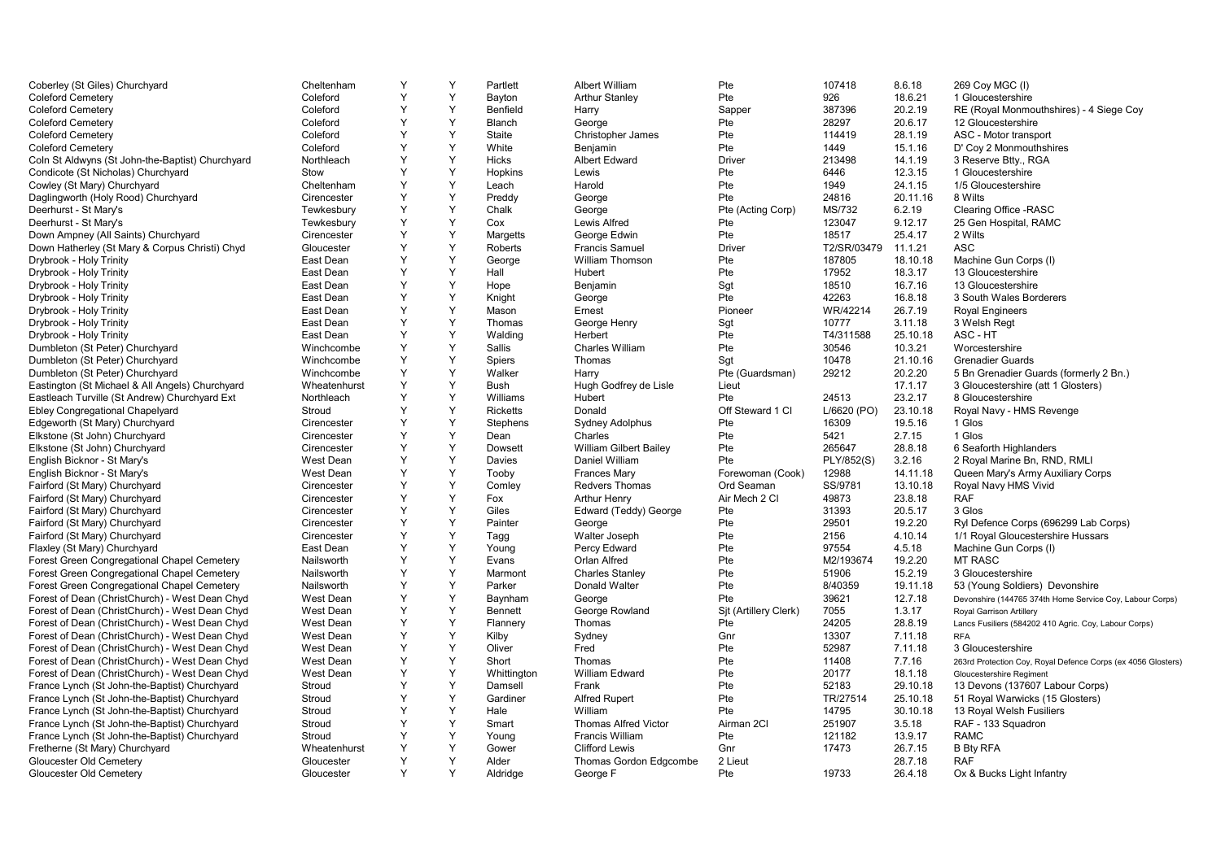| | | | | | | | | | |
|---|---|---|---|---|---|---|---|---|---|
| Coberley (St Giles) Churchyard | Cheltenham | Y | Y | Partlett | Albert William | Pte | 107418 | 8.6.18 | 269 Coy MGC (I) |
| Coleford Cemetery | Coleford | Y | Y | Bayton | Arthur Stanley | Pte | 926 | 18.6.21 | 1 Gloucestershire |
| Coleford Cemetery | Coleford | Y | Y | Benfield | Harry | Sapper | 387396 | 20.2.19 | RE (Royal Monmouthshires) - 4 Siege Coy |
| Coleford Cemetery | Coleford | Y | Y | Blanch | George | Pte | 28297 | 20.6.17 | 12 Gloucestershire |
| Coleford Cemetery | Coleford | Y | Y | Staite | Christopher James | Pte | 114419 | 28.1.19 | ASC - Motor transport |
| Coleford Cemetery | Coleford | Y | Y | White | Benjamin | Pte | 1449 | 15.1.16 | D' Coy 2 Monmouthshires |
| Coln St Aldwyns (St John-the-Baptist) Churchyard | Northleach | Y | Y | Hicks | Albert Edward | Driver | 213498 | 14.1.19 | 3 Reserve Btty., RGA |
| Condicote (St Nicholas) Churchyard | Stow | Y | Y | Hopkins | Lewis | Pte | 6446 | 12.3.15 | 1 Gloucestershire |
| Cowley (St Mary) Churchyard | Cheltenham | Y | Y | Leach | Harold | Pte | 1949 | 24.1.15 | 1/5 Gloucestershire |
| Daglingworth (Holy Rood) Churchyard | Cirencester | Y | Y | Preddy | George | Pte | 24816 | 20.11.16 | 8 Wilts |
| Deerhurst - St Mary's | Tewkesbury | Y | Y | Chalk | George | Pte (Acting Corp) | MS/732 | 6.2.19 | Clearing Office -RASC |
| Deerhurst - St Mary's | Tewkesbury | Y | Y | Cox | Lewis Alfred | Pte | 123047 | 9.12.17 | 25 Gen Hospital, RAMC |
| Down Ampney (All Saints) Churchyard | Cirencester | Y | Y | Margetts | George Edwin | Pte | 18517 | 25.4.17 | 2 Wilts |
| Down Hatherley (St Mary & Corpus Christi) Chyd | Gloucester | Y | Y | Roberts | Francis Samuel | Driver | T2/SR/03479 | 11.1.21 | ASC |
| Drybrook - Holy Trinity | East Dean | Y | Y | George | William Thomson | Pte | 187805 | 18.10.18 | Machine Gun Corps (I) |
| Drybrook - Holy Trinity | East Dean | Y | Y | Hall | Hubert | Pte | 17952 | 18.3.17 | 13 Gloucestershire |
| Drybrook - Holy Trinity | East Dean | Y | Y | Hope | Benjamin | Sgt | 18510 | 16.7.16 | 13 Gloucestershire |
| Drybrook - Holy Trinity | East Dean | Y | Y | Knight | George | Pte | 42263 | 16.8.18 | 3 South Wales Borderers |
| Drybrook - Holy Trinity | East Dean | Y | Y | Mason | Ernest | Pioneer | WR/42214 | 26.7.19 | Royal Engineers |
| Drybrook - Holy Trinity | East Dean | Y | Y | Thomas | George Henry | Sgt | 10777 | 3.11.18 | 3 Welsh Regt |
| Drybrook - Holy Trinity | East Dean | Y | Y | Walding | Herbert | Pte | T4/311588 | 25.10.18 | ASC - HT |
| Dumbleton (St Peter) Churchyard | Winchcombe | Y | Y | Sallis | Charles William | Pte | 30546 | 10.3.21 | Worcestershire |
| Dumbleton (St Peter) Churchyard | Winchcombe | Y | Y | Spiers | Thomas | Sgt | 10478 | 21.10.16 | Grenadier Guards |
| Dumbleton (St Peter) Churchyard | Winchcombe | Y | Y | Walker | Harry | Pte (Guardsman) | 29212 | 20.2.20 | 5 Bn Grenadier Guards (formerly 2 Bn.) |
| Eastington (St Michael & All Angels) Churchyard | Wheatenhurst | Y | Y | Bush | Hugh Godfrey de Lisle | Lieut | | 17.1.17 | 3 Gloucestershire (att 1 Glosters) |
| Eastleach Turville (St Andrew) Churchyard Ext | Northleach | Y | Y | Williams | Hubert | Pte | 24513 | 23.2.17 | 8 Gloucestershire |
| Ebley Congregational Chapelyard | Stroud | Y | Y | Ricketts | Donald | Off Steward 1 Cl | L/6620 (PO) | 23.10.18 | Royal Navy - HMS Revenge |
| Edgeworth (St Mary) Churchyard | Cirencester | Y | Y | Stephens | Sydney Adolphus | Pte | 16309 | 19.5.16 | 1 Glos |
| Elkstone (St John) Churchyard | Cirencester | Y | Y | Dean | Charles | Pte | 5421 | 2.7.15 | 1 Glos |
| Elkstone (St John) Churchyard | Cirencester | Y | Y | Dowsett | William Gilbert Bailey | Pte | 265647 | 28.8.18 | 6 Seaforth Highlanders |
| English Bicknor - St Mary's | West Dean | Y | Y | Davies | Daniel William | Pte | PLY/852(S) | 3.2.16 | 2 Royal Marine Bn, RND, RMLI |
| English Bicknor - St Mary's | West Dean | Y | Y | Tooby | Frances Mary | Forewoman (Cook) | 12988 | 14.11.18 | Queen Mary's Army Auxiliary Corps |
| Fairford (St Mary) Churchyard | Cirencester | Y | Y | Comley | Redvers Thomas | Ord Seaman | SS/9781 | 13.10.18 | Royal Navy HMS Vivid |
| Fairford (St Mary) Churchyard | Cirencester | Y | Y | Fox | Arthur Henry | Air Mech 2 Cl | 49873 | 23.8.18 | RAF |
| Fairford (St Mary) Churchyard | Cirencester | Y | Y | Giles | Edward (Teddy) George | Pte | 31393 | 20.5.17 | 3 Glos |
| Fairford (St Mary) Churchyard | Cirencester | Y | Y | Painter | George | Pte | 29501 | 19.2.20 | Ryl Defence Corps (696299 Lab Corps) |
| Fairford (St Mary) Churchyard | Cirencester | Y | Y | Tagg | Walter Joseph | Pte | 2156 | 4.10.14 | 1/1 Royal Gloucestershire Hussars |
| Flaxley (St Mary) Churchyard | East Dean | Y | Y | Young | Percy Edward | Pte | 97554 | 4.5.18 | Machine Gun Corps (I) |
| Forest Green Congregational Chapel Cemetery | Nailsworth | Y | Y | Evans | Orlan Alfred | Pte | M2/193674 | 19.2.20 | MT RASC |
| Forest Green Congregational Chapel Cemetery | Nailsworth | Y | Y | Marmont | Charles Stanley | Pte | 51906 | 15.2.19 | 3 Gloucestershire |
| Forest Green Congregational Chapel Cemetery | Nailsworth | Y | Y | Parker | Donald Walter | Pte | 8/40359 | 19.11.18 | 53 (Young Soldiers) Devonshire |
| Forest of Dean (ChristChurch) - West Dean Chyd | West Dean | Y | Y | Baynham | George | Pte | 39621 | 12.7.18 | Devonshire (144765 374th Home Service Coy, Labour Corps) |
| Forest of Dean (ChristChurch) - West Dean Chyd | West Dean | Y | Y | Bennett | George Rowland | Sjt (Artillery Clerk) | 7055 | 1.3.17 | Royal Garrison Artillery |
| Forest of Dean (ChristChurch) - West Dean Chyd | West Dean | Y | Y | Flannery | Thomas | Pte | 24205 | 28.8.19 | Lancs Fusiliers (584202 410 Agric. Coy, Labour Corps) |
| Forest of Dean (ChristChurch) - West Dean Chyd | West Dean | Y | Y | Kilby | Sydney | Gnr | 13307 | 7.11.18 | RFA |
| Forest of Dean (ChristChurch) - West Dean Chyd | West Dean | Y | Y | Oliver | Fred | Pte | 52987 | 7.11.18 | 3 Gloucestershire |
| Forest of Dean (ChristChurch) - West Dean Chyd | West Dean | Y | Y | Short | Thomas | Pte | 11408 | 7.7.16 | 263rd Protection Coy, Royal Defence Corps (ex 4056 Glosters) |
| Forest of Dean (ChristChurch) - West Dean Chyd | West Dean | Y | Y | Whittington | William Edward | Pte | 20177 | 18.1.18 | Gloucestershire Regiment |
| France Lynch (St John-the-Baptist) Churchyard | Stroud | Y | Y | Damsell | Frank | Pte | 52183 | 29.10.18 | 13 Devons (137607 Labour Corps) |
| France Lynch (St John-the-Baptist) Churchyard | Stroud | Y | Y | Gardiner | Alfred Rupert | Pte | TR/27514 | 25.10.18 | 51 Royal Warwicks (15 Glosters) |
| France Lynch (St John-the-Baptist) Churchyard | Stroud | Y | Y | Hale | William | Pte | 14795 | 30.10.18 | 13 Royal Welsh Fusiliers |
| France Lynch (St John-the-Baptist) Churchyard | Stroud | Y | Y | Smart | Thomas Alfred Victor | Airman 2Cl | 251907 | 3.5.18 | RAF - 133 Squadron |
| France Lynch (St John-the-Baptist) Churchyard | Stroud | Y | Y | Young | Francis William | Pte | 121182 | 13.9.17 | RAMC |
| Fretherne (St Mary) Churchyard | Wheatenhurst | Y | Y | Gower | Clifford Lewis | Gnr | 17473 | 26.7.15 | B Bty RFA |
| Gloucester Old Cemetery | Gloucester | Y | Y | Alder | Thomas Gordon Edgcombe | 2 Lieut | | 28.7.18 | RAF |
| Gloucester Old Cemetery | Gloucester | Y | Y | Aldridge | George F | Pte | 19733 | 26.4.18 | Ox & Bucks Light Infantry |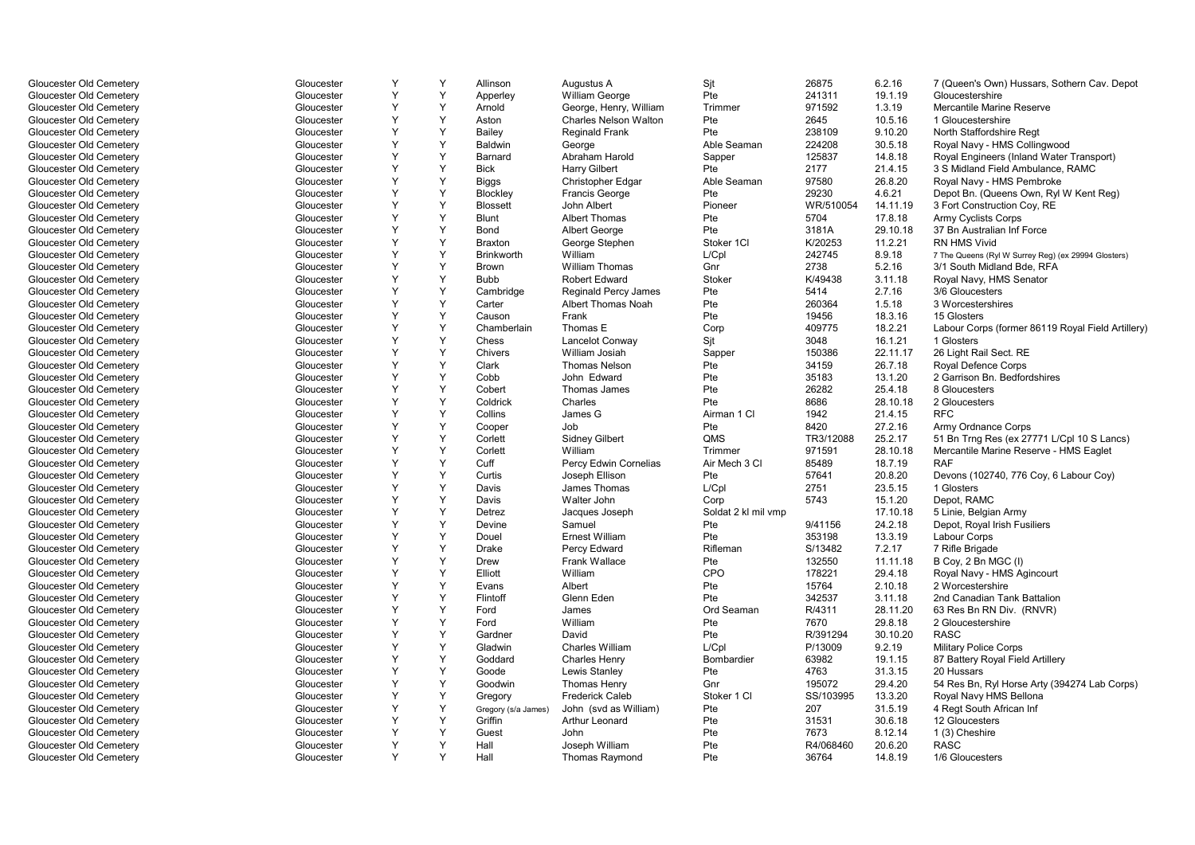| | | | | | | | | | |
|---|---|---|---|---|---|---|---|---|---|
| Gloucester Old Cemetery | Gloucester | Y | Y | Allinson | Augustus A | Sjt | 26875 | 6.2.16 | 7 (Queen's Own) Hussars, Sothern Cav. Depot |
| Gloucester Old Cemetery | Gloucester | Y | Y | Apperley | William George | Pte | 241311 | 19.1.19 | Gloucestershire |
| Gloucester Old Cemetery | Gloucester | Y | Y | Arnold | George, Henry, William | Trimmer | 971592 | 1.3.19 | Mercantile Marine Reserve |
| Gloucester Old Cemetery | Gloucester | Y | Y | Aston | Charles Nelson Walton | Pte | 2645 | 10.5.16 | 1 Gloucestershire |
| Gloucester Old Cemetery | Gloucester | Y | Y | Bailey | Reginald Frank | Pte | 238109 | 9.10.20 | North Staffordshire Regt |
| Gloucester Old Cemetery | Gloucester | Y | Y | Baldwin | George | Able Seaman | 224208 | 30.5.18 | Royal Navy - HMS Collingwood |
| Gloucester Old Cemetery | Gloucester | Y | Y | Barnard | Abraham Harold | Sapper | 125837 | 14.8.18 | Royal Engineers (Inland Water Transport) |
| Gloucester Old Cemetery | Gloucester | Y | Y | Bick | Harry Gilbert | Pte | 2177 | 21.4.15 | 3 S Midland Field Ambulance, RAMC |
| Gloucester Old Cemetery | Gloucester | Y | Y | Biggs | Christopher Edgar | Able Seaman | 97580 | 26.8.20 | Royal Navy - HMS Pembroke |
| Gloucester Old Cemetery | Gloucester | Y | Y | Blockley | Francis George | Pte | 29230 | 4.6.21 | Depot Bn. (Queens Own, Ryl W Kent Reg) |
| Gloucester Old Cemetery | Gloucester | Y | Y | Blossett | John Albert | Pioneer | WR/510054 | 14.11.19 | 3 Fort Construction Coy, RE |
| Gloucester Old Cemetery | Gloucester | Y | Y | Blunt | Albert Thomas | Pte | 5704 | 17.8.18 | Army Cyclists Corps |
| Gloucester Old Cemetery | Gloucester | Y | Y | Bond | Albert George | Pte | 3181A | 29.10.18 | 37 Bn Australian Inf Force |
| Gloucester Old Cemetery | Gloucester | Y | Y | Braxton | George Stephen | Stoker 1Cl | K/20253 | 11.2.21 | RN HMS Vivid |
| Gloucester Old Cemetery | Gloucester | Y | Y | Brinkworth | William | L/Cpl | 242745 | 8.9.18 | 7 The Queens (Ryl W Surrey Reg) (ex 29994 Glosters) |
| Gloucester Old Cemetery | Gloucester | Y | Y | Brown | William Thomas | Gnr | 2738 | 5.2.16 | 3/1 South Midland Bde, RFA |
| Gloucester Old Cemetery | Gloucester | Y | Y | Bubb | Robert Edward | Stoker | K/49438 | 3.11.18 | Royal Navy, HMS Senator |
| Gloucester Old Cemetery | Gloucester | Y | Y | Cambridge | Reginald Percy James | Pte | 5414 | 2.7.16 | 3/6 Gloucesters |
| Gloucester Old Cemetery | Gloucester | Y | Y | Carter | Albert Thomas Noah | Pte | 260364 | 1.5.18 | 3 Worcestershires |
| Gloucester Old Cemetery | Gloucester | Y | Y | Causon | Frank | Pte | 19456 | 18.3.16 | 15 Glosters |
| Gloucester Old Cemetery | Gloucester | Y | Y | Chamberlain | Thomas E | Corp | 409775 | 18.2.21 | Labour Corps (former 86119 Royal Field Artillery) |
| Gloucester Old Cemetery | Gloucester | Y | Y | Chess | Lancelot Conway | Sjt | 3048 | 16.1.21 | 1 Glosters |
| Gloucester Old Cemetery | Gloucester | Y | Y | Chivers | William Josiah | Sapper | 150386 | 22.11.17 | 26 Light Rail Sect. RE |
| Gloucester Old Cemetery | Gloucester | Y | Y | Clark | Thomas Nelson | Pte | 34159 | 26.7.18 | Royal Defence Corps |
| Gloucester Old Cemetery | Gloucester | Y | Y | Cobb | John Edward | Pte | 35183 | 13.1.20 | 2 Garrison Bn. Bedfordshires |
| Gloucester Old Cemetery | Gloucester | Y | Y | Cobert | Thomas James | Pte | 26282 | 25.4.18 | 8 Gloucesters |
| Gloucester Old Cemetery | Gloucester | Y | Y | Coldrick | Charles | Pte | 8686 | 28.10.18 | 2 Gloucesters |
| Gloucester Old Cemetery | Gloucester | Y | Y | Collins | James G | Airman 1 Cl | 1942 | 21.4.15 | RFC |
| Gloucester Old Cemetery | Gloucester | Y | Y | Cooper | Job | Pte | 8420 | 27.2.16 | Army Ordnance Corps |
| Gloucester Old Cemetery | Gloucester | Y | Y | Corlett | Sidney Gilbert | QMS | TR3/12088 | 25.2.17 | 51 Bn Trng Res (ex 27771 L/Cpl 10 S Lancs) |
| Gloucester Old Cemetery | Gloucester | Y | Y | Corlett | William | Trimmer | 971591 | 28.10.18 | Mercantile Marine Reserve - HMS Eaglet |
| Gloucester Old Cemetery | Gloucester | Y | Y | Cuff | Percy Edwin Cornelias | Air Mech 3 Cl | 85489 | 18.7.19 | RAF |
| Gloucester Old Cemetery | Gloucester | Y | Y | Curtis | Joseph Ellison | Pte | 57641 | 20.8.20 | Devons (102740, 776 Coy, 6 Labour Coy) |
| Gloucester Old Cemetery | Gloucester | Y | Y | Davis | James Thomas | L/Cpl | 2751 | 23.5.15 | 1 Glosters |
| Gloucester Old Cemetery | Gloucester | Y | Y | Davis | Walter John | Corp | 5743 | 15.1.20 | Depot, RAMC |
| Gloucester Old Cemetery | Gloucester | Y | Y | Detrez | Jacques Joseph | Soldat 2 kl mil vmp | | 17.10.18 | 5 Linie, Belgian Army |
| Gloucester Old Cemetery | Gloucester | Y | Y | Devine | Samuel | Pte | 9/41156 | 24.2.18 | Depot, Royal Irish Fusiliers |
| Gloucester Old Cemetery | Gloucester | Y | Y | Douel | Ernest William | Pte | 353198 | 13.3.19 | Labour Corps |
| Gloucester Old Cemetery | Gloucester | Y | Y | Drake | Percy Edward | Rifleman | S/13482 | 7.2.17 | 7 Rifle Brigade |
| Gloucester Old Cemetery | Gloucester | Y | Y | Drew | Frank Wallace | Pte | 132550 | 11.11.18 | B Coy, 2 Bn MGC (I) |
| Gloucester Old Cemetery | Gloucester | Y | Y | Elliott | William | CPO | 178221 | 29.4.18 | Royal Navy - HMS Agincourt |
| Gloucester Old Cemetery | Gloucester | Y | Y | Evans | Albert | Pte | 15764 | 2.10.18 | 2 Worcestershire |
| Gloucester Old Cemetery | Gloucester | Y | Y | Flintoff | Glenn Eden | Pte | 342537 | 3.11.18 | 2nd Canadian Tank Battalion |
| Gloucester Old Cemetery | Gloucester | Y | Y | Ford | James | Ord Seaman | R/4311 | 28.11.20 | 63 Res Bn RN Div. (RNVR) |
| Gloucester Old Cemetery | Gloucester | Y | Y | Ford | William | Pte | 7670 | 29.8.18 | 2 Gloucestershire |
| Gloucester Old Cemetery | Gloucester | Y | Y | Gardner | David | Pte | R/391294 | 30.10.20 | RASC |
| Gloucester Old Cemetery | Gloucester | Y | Y | Gladwin | Charles William | L/Cpl | P/13009 | 9.2.19 | Military Police Corps |
| Gloucester Old Cemetery | Gloucester | Y | Y | Goddard | Charles Henry | Bombardier | 63982 | 19.1.15 | 87 Battery Royal Field Artillery |
| Gloucester Old Cemetery | Gloucester | Y | Y | Goode | Lewis Stanley | Pte | 4763 | 31.3.15 | 20 Hussars |
| Gloucester Old Cemetery | Gloucester | Y | Y | Goodwin | Thomas Henry | Gnr | 195072 | 29.4.20 | 54 Res Bn, Ryl Horse Arty (394274 Lab Corps) |
| Gloucester Old Cemetery | Gloucester | Y | Y | Gregory | Frederick Caleb | Stoker 1 Cl | SS/103995 | 13.3.20 | Royal Navy HMS Bellona |
| Gloucester Old Cemetery | Gloucester | Y | Y | Gregory (s/a James) | John (svd as William) | Pte | 207 | 31.5.19 | 4 Regt South African Inf |
| Gloucester Old Cemetery | Gloucester | Y | Y | Griffin | Arthur Leonard | Pte | 31531 | 30.6.18 | 12 Gloucesters |
| Gloucester Old Cemetery | Gloucester | Y | Y | Guest | John | Pte | 7673 | 8.12.14 | 1 (3) Cheshire |
| Gloucester Old Cemetery | Gloucester | Y | Y | Hall | Joseph William | Pte | R4/068460 | 20.6.20 | RASC |
| Gloucester Old Cemetery | Gloucester | Y | Y | Hall | Thomas Raymond | Pte | 36764 | 14.8.19 | 1/6 Gloucesters |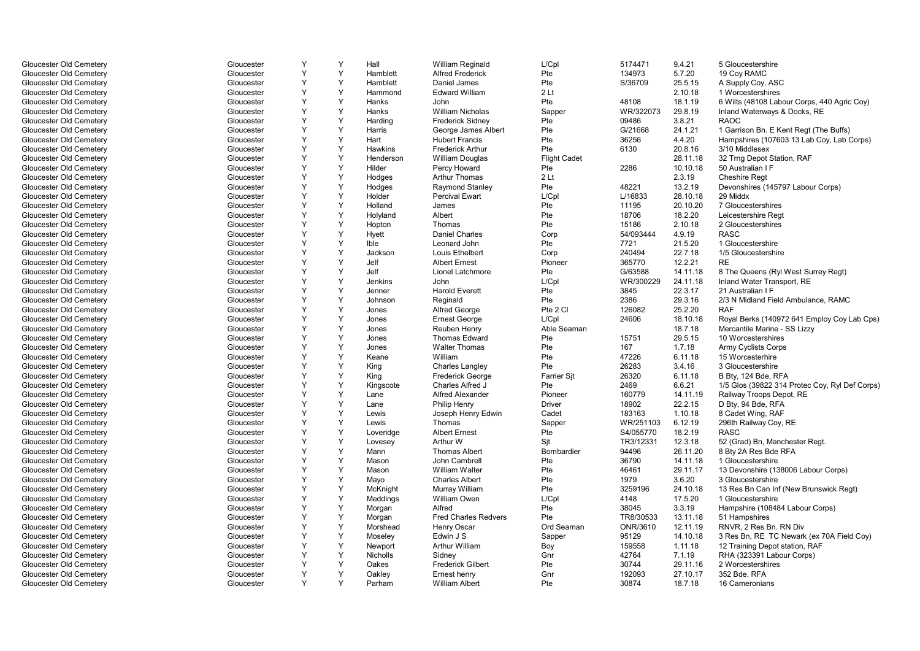| | | | | | | | | | |
|---|---|---|---|---|---|---|---|---|---|
| Gloucester Old Cemetery | Gloucester | Y | Y | Hall | William Reginald | L/Cpl | 5174471 | 9.4.21 | 5 Gloucestershire |
| Gloucester Old Cemetery | Gloucester | Y | Y | Hamblett | Alfred Frederick | Pte | 134973 | 5.7.20 | 19 Coy RAMC |
| Gloucester Old Cemetery | Gloucester | Y | Y | Hamblett | Daniel James | Pte | S/36709 | 25.5.15 | A Supply Coy, ASC |
| Gloucester Old Cemetery | Gloucester | Y | Y | Hammond | Edward William | 2 Lt | | 2.10.18 | 1 Worcestershires |
| Gloucester Old Cemetery | Gloucester | Y | Y | Hanks | John | Pte | 48108 | 18.1.19 | 6 Wilts (48108 Labour Corps, 440 Agric Coy) |
| Gloucester Old Cemetery | Gloucester | Y | Y | Hanks | William Nicholas | Sapper | WR/322073 | 29.8.19 | Inland Waterways & Docks, RE |
| Gloucester Old Cemetery | Gloucester | Y | Y | Harding | Frederick Sidney | Pte | 09486 | 3.8.21 | RAOC |
| Gloucester Old Cemetery | Gloucester | Y | Y | Harris | George James Albert | Pte | G/21668 | 24.1.21 | 1 Garrison Bn. E Kent Regt (The Buffs) |
| Gloucester Old Cemetery | Gloucester | Y | Y | Hart | Hubert Francis | Pte | 36256 | 4.4.20 | Hampshires (107603 13 Lab Coy, Lab Corps) |
| Gloucester Old Cemetery | Gloucester | Y | Y | Hawkins | Frederick Arthur | Pte | 6130 | 20.8.16 | 3/10 Middlesex |
| Gloucester Old Cemetery | Gloucester | Y | Y | Henderson | William Douglas | Flight Cadet | | 28.11.18 | 32 Trng Depot Station, RAF |
| Gloucester Old Cemetery | Gloucester | Y | Y | Hilder | Percy Howard | Pte | 2286 | 10.10.18 | 50 Australian I F |
| Gloucester Old Cemetery | Gloucester | Y | Y | Hodges | Arthur Thomas | 2 Lt | | 2.3.19 | Cheshire Regt |
| Gloucester Old Cemetery | Gloucester | Y | Y | Hodges | Raymond Stanley | Pte | 48221 | 13.2.19 | Devonshires (145797 Labour Corps) |
| Gloucester Old Cemetery | Gloucester | Y | Y | Holder | Percival Ewart | L/Cpl | L/16833 | 28.10.18 | 29 Middx |
| Gloucester Old Cemetery | Gloucester | Y | Y | Holland | James | Pte | 11195 | 20.10.20 | 7 Gloucestershires |
| Gloucester Old Cemetery | Gloucester | Y | Y | Holyland | Albert | Pte | 18706 | 18.2.20 | Leicestershire Regt |
| Gloucester Old Cemetery | Gloucester | Y | Y | Hopton | Thomas | Pte | 15186 | 2.10.18 | 2 Gloucestershires |
| Gloucester Old Cemetery | Gloucester | Y | Y | Hyett | Daniel Charles | Corp | 54/093444 | 4.9.19 | RASC |
| Gloucester Old Cemetery | Gloucester | Y | Y | Ible | Leonard John | Pte | 7721 | 21.5.20 | 1 Gloucestershire |
| Gloucester Old Cemetery | Gloucester | Y | Y | Jackson | Louis Ethelbert | Corp | 240494 | 22.7.18 | 1/5 Gloucestershire |
| Gloucester Old Cemetery | Gloucester | Y | Y | Jelf | Albert Ernest | Pioneer | 365770 | 12.2.21 | RE |
| Gloucester Old Cemetery | Gloucester | Y | Y | Jelf | Lionel Latchmore | Pte | G/63588 | 14.11.18 | 8 The Queens (Ryl West Surrey Regt) |
| Gloucester Old Cemetery | Gloucester | Y | Y | Jenkins | John | L/Cpl | WR/300229 | 24.11.18 | Inland Water Transport, RE |
| Gloucester Old Cemetery | Gloucester | Y | Y | Jenner | Harold Everett | Pte | 3845 | 22.3.17 | 21 Australian I F |
| Gloucester Old Cemetery | Gloucester | Y | Y | Johnson | Reginald | Pte | 2386 | 29.3.16 | 2/3 N Midland Field Ambulance, RAMC |
| Gloucester Old Cemetery | Gloucester | Y | Y | Jones | Alfred George | Pte 2 Cl | 126082 | 25.2.20 | RAF |
| Gloucester Old Cemetery | Gloucester | Y | Y | Jones | Ernest George | L/Cpl | 24606 | 18.10.18 | Royal Berks (140972 641 Employ Coy Lab Cps) |
| Gloucester Old Cemetery | Gloucester | Y | Y | Jones | Reuben Henry | Able Seaman | | 18.7.18 | Mercantile Marine - SS Lizzy |
| Gloucester Old Cemetery | Gloucester | Y | Y | Jones | Thomas Edward | Pte | 15751 | 29.5.15 | 10 Worcestershires |
| Gloucester Old Cemetery | Gloucester | Y | Y | Jones | Walter Thomas | Pte | 167 | 1.7.18 | Army Cyclists Corps |
| Gloucester Old Cemetery | Gloucester | Y | Y | Keane | William | Pte | 47226 | 6.11.18 | 15 Worcesterhire |
| Gloucester Old Cemetery | Gloucester | Y | Y | King | Charles Langley | Pte | 26283 | 3.4.16 | 3 Gloucestershire |
| Gloucester Old Cemetery | Gloucester | Y | Y | King | Frederick George | Farrier Sjt | 26320 | 6.11.18 | B Bty, 124 Bde, RFA |
| Gloucester Old Cemetery | Gloucester | Y | Y | Kingscote | Charles Alfred J | Pte | 2469 | 6.6.21 | 1/5 Glos (39822 314 Protec Coy, Ryl Def Corps) |
| Gloucester Old Cemetery | Gloucester | Y | Y | Lane | Alfred Alexander | Pioneer | 160779 | 14.11.19 | Railway Troops Depot, RE |
| Gloucester Old Cemetery | Gloucester | Y | Y | Lane | Philip Henry | Driver | 18902 | 22.2.15 | D Bty, 94 Bde, RFA |
| Gloucester Old Cemetery | Gloucester | Y | Y | Lewis | Joseph Henry Edwin | Cadet | 183163 | 1.10.18 | 8 Cadet Wing, RAF |
| Gloucester Old Cemetery | Gloucester | Y | Y | Lewis | Thomas | Sapper | WR/251103 | 6.12.19 | 296th Railway Coy, RE |
| Gloucester Old Cemetery | Gloucester | Y | Y | Loveridge | Albert Ernest | Pte | S4/055770 | 18.2.19 | RASC |
| Gloucester Old Cemetery | Gloucester | Y | Y | Lovesey | Arthur W | Sjt | TR3/12331 | 12.3.18 | 52 (Grad) Bn, Manchester Regt. |
| Gloucester Old Cemetery | Gloucester | Y | Y | Mann | Thomas Albert | Bombardier | 94496 | 26.11.20 | 8 Bty 2A Res Bde RFA |
| Gloucester Old Cemetery | Gloucester | Y | Y | Mason | John Cambrell | Pte | 36790 | 14.11.18 | 1 Gloucestershire |
| Gloucester Old Cemetery | Gloucester | Y | Y | Mason | William Walter | Pte | 46461 | 29.11.17 | 13 Devonshire (138006 Labour Corps) |
| Gloucester Old Cemetery | Gloucester | Y | Y | Mayo | Charles Albert | Pte | 1979 | 3.6.20 | 3 Gloucestershire |
| Gloucester Old Cemetery | Gloucester | Y | Y | McKnight | Murray William | Pte | 3259196 | 24.10.18 | 13 Res Bn Can Inf (New Brunswick Regt) |
| Gloucester Old Cemetery | Gloucester | Y | Y | Meddings | William Owen | L/Cpl | 4148 | 17.5.20 | 1 Gloucestershire |
| Gloucester Old Cemetery | Gloucester | Y | Y | Morgan | Alfred | Pte | 38045 | 3.3.19 | Hampshire (108484 Labour Corps) |
| Gloucester Old Cemetery | Gloucester | Y | Y | Morgan | Fred Charles Redvers | Pte | TR8/30533 | 13.11.18 | 51 Hampshires |
| Gloucester Old Cemetery | Gloucester | Y | Y | Morshead | Henry Oscar | Ord Seaman | ONR/3610 | 12.11.19 | RNVR, 2 Res Bn. RN Div |
| Gloucester Old Cemetery | Gloucester | Y | Y | Moseley | Edwin J S | Sapper | 95129 | 14.10.18 | 3 Res Bn, RE TC Newark (ex 70A Field Coy) |
| Gloucester Old Cemetery | Gloucester | Y | Y | Newport | Arthur William | Boy | 159558 | 1.11.18 | 12 Training Depot station, RAF |
| Gloucester Old Cemetery | Gloucester | Y | Y | Nicholls | Sidney | Gnr | 42764 | 7.1.19 | RHA (323391 Labour Corps) |
| Gloucester Old Cemetery | Gloucester | Y | Y | Oakes | Frederick Gilbert | Pte | 30744 | 29.11.16 | 2 Worcestershires |
| Gloucester Old Cemetery | Gloucester | Y | Y | Oakley | Ernest henry | Gnr | 192093 | 27.10.17 | 352 Bde, RFA |
| Gloucester Old Cemetery | Gloucester | Y | Y | Parham | William Albert | Pte | 30874 | 18.7.18 | 16 Cameronians |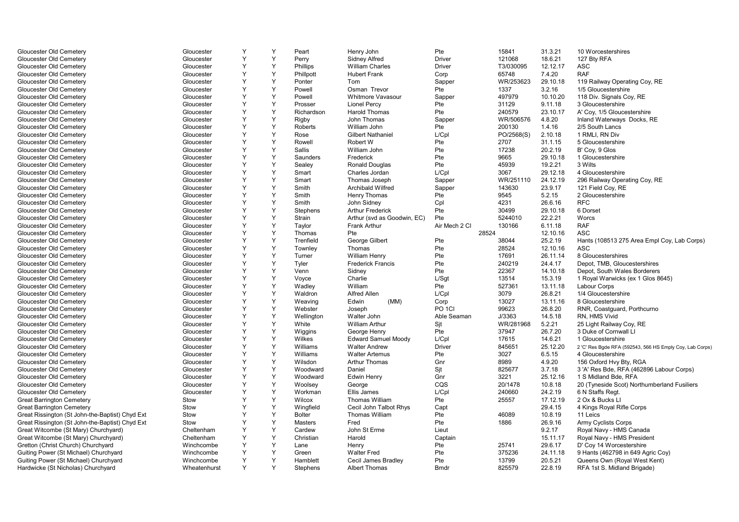| | | | | | | | | | | |
|---|---|---|---|---|---|---|---|---|---|---|
| Gloucester Old Cemetery | Gloucester | Y | Y | Peart | Henry John | Pte | 15841 | 31.3.21 | 10 Worcestershires |
| Gloucester Old Cemetery | Gloucester | Y | Y | Perry | Sidney Alfred | Driver | 121068 | 18.6.21 | 127 Bty RFA |
| Gloucester Old Cemetery | Gloucester | Y | Y | Phillips | William Charles | Driver | T3/030095 | 12.12.17 | ASC |
| Gloucester Old Cemetery | Gloucester | Y | Y | Phillpott | Hubert Frank | Corp | 65748 | 7.4.20 | RAF |
| Gloucester Old Cemetery | Gloucester | Y | Y | Ponter | Tom | Sapper | WR/253623 | 29.10.18 | 119 Railway Operating Coy, RE |
| Gloucester Old Cemetery | Gloucester | Y | Y | Powell | Osman Trevor | Pte | 1337 | 3.2.16 | 1/5 Gloucestershire |
| Gloucester Old Cemetery | Gloucester | Y | Y | Powell | Whitmore Vavasour | Sapper | 497979 | 10.10.20 | 118 Div. Signals Coy, RE |
| Gloucester Old Cemetery | Gloucester | Y | Y | Prosser | Lionel Percy | Pte | 31129 | 9.11.18 | 3 Gloucestershire |
| Gloucester Old Cemetery | Gloucester | Y | Y | Richardson | Harold Thomas | Pte | 240579 | 23.10.17 | A' Coy, 1/5 Gloucestershire |
| Gloucester Old Cemetery | Gloucester | Y | Y | Rigby | John Thomas | Sapper | WR/506576 | 4.8.20 | Inland Waterways Docks, RE |
| Gloucester Old Cemetery | Gloucester | Y | Y | Roberts | William John | Pte | 200130 | 1.4.16 | 2/5 South Lancs |
| Gloucester Old Cemetery | Gloucester | Y | Y | Rose | Gilbert Nathaniel | L/Cpl | PO/2568(S) | 2.10.18 | 1 RMLI, RN Div |
| Gloucester Old Cemetery | Gloucester | Y | Y | Rowell | Robert W | Pte | 2707 | 31.1.15 | 5 Gloucestershire |
| Gloucester Old Cemetery | Gloucester | Y | Y | Sallis | William John | Pte | 17238 | 20.2.19 | B' Coy, 9 Glos |
| Gloucester Old Cemetery | Gloucester | Y | Y | Saunders | Frederick | Pte | 9665 | 29.10.18 | 1 Gloucestershire |
| Gloucester Old Cemetery | Gloucester | Y | Y | Sealey | Ronald Douglas | Pte | 45939 | 19.2.21 | 3 Wilts |
| Gloucester Old Cemetery | Gloucester | Y | Y | Smart | Charles Jordan | L/Cpl | 3067 | 29.12.18 | 4 Gloucestershire |
| Gloucester Old Cemetery | Gloucester | Y | Y | Smart | Thomas Joseph | Sapper | WR/251110 | 24.12.19 | 296 Railway Operating Coy, RE |
| Gloucester Old Cemetery | Gloucester | Y | Y | Smith | Archibald Wilfred | Sapper | 143630 | 23.9.17 | 121 Field Coy, RE |
| Gloucester Old Cemetery | Gloucester | Y | Y | Smith | Henry Thomas | Pte | 9545 | 5.2.15 | 2 Gloucestershire |
| Gloucester Old Cemetery | Gloucester | Y | Y | Smith | John Sidney | Cpl | 4231 | 26.6.16 | RFC |
| Gloucester Old Cemetery | Gloucester | Y | Y | Stephens | Arthur Frederick | Pte | 30499 | 29.10.18 | 6 Dorset |
| Gloucester Old Cemetery | Gloucester | Y | Y | Strain | Arthur (svd as Goodwin, EC) | Pte | 5244010 | 22.2.21 | Worcs |
| Gloucester Old Cemetery | Gloucester | Y | Y | Taylor | Frank Arthur | Air Mech 2 Cl | 130166 | 6.11.18 | RAF |
| Gloucester Old Cemetery | Gloucester | Y | Y | Thomas | Pte | 28524 | | 12.10.16 | ASC |
| Gloucester Old Cemetery | Gloucester | Y | Y | Trenfield | George Gilbert | Pte | 38044 | 25.2.19 | Hants (108513 275 Area Empl Coy, Lab Corps) |
| Gloucester Old Cemetery | Gloucester | Y | Y | Townley | Thomas | Pte | 28524 | 12.10.16 | ASC |
| Gloucester Old Cemetery | Gloucester | Y | Y | Turner | William Henry | Pte | 17691 | 26.11.14 | 8 Gloucestershires |
| Gloucester Old Cemetery | Gloucester | Y | Y | Tyler | Frederick Francis | Pte | 240219 | 24.4.17 | Depot, TMB, Gloucestershires |
| Gloucester Old Cemetery | Gloucester | Y | Y | Venn | Sidney | Pte | 22367 | 14.10.18 | Depot, South Wales Borderers |
| Gloucester Old Cemetery | Gloucester | Y | Y | Voyce | Charlie | L/Sgt | 13514 | 15.3.19 | 1 Royal Warwicks (ex 1 Glos 8645) |
| Gloucester Old Cemetery | Gloucester | Y | Y | Wadley | William | Pte | 527361 | 13.11.18 | Labour Corps |
| Gloucester Old Cemetery | Gloucester | Y | Y | Waldron | Alfred Allen | L/Cpl | 3079 | 26.8.21 | 1/4 Gloucestershire |
| Gloucester Old Cemetery | Gloucester | Y | Y | Weaving | Edwin (MM) | Corp | 13027 | 13.11.16 | 8 Gloucestershire |
| Gloucester Old Cemetery | Gloucester | Y | Y | Webster | Joseph | PO 1Cl | 99623 | 26.8.20 | RNR, Coastguard, Porthcurno |
| Gloucester Old Cemetery | Gloucester | Y | Y | Wellington | Walter John | Able Seaman | J/3363 | 14.5.18 | RN, HMS Vivid |
| Gloucester Old Cemetery | Gloucester | Y | Y | White | William Arthur | Sjt | WR/281968 | 5.2.21 | 25 Light Railway Coy, RE |
| Gloucester Old Cemetery | Gloucester | Y | Y | Wiggins | George Henry | Pte | 37947 | 26.7.20 | 3 Duke of Cornwall LI |
| Gloucester Old Cemetery | Gloucester | Y | Y | Wilkes | Edward Samuel Moody | L/Cpl | 17615 | 14.6.21 | 1 Gloucestershire |
| Gloucester Old Cemetery | Gloucester | Y | Y | Williams | Walter Andrew | Driver | 845651 | 25.12.20 | 2 'C' Res Bgde RFA (592543, 566 HS Emply Coy, Lab Corps) |
| Gloucester Old Cemetery | Gloucester | Y | Y | Williams | Walter Artemus | Pte | 3027 | 6.5.15 | 4 Gloucestershire |
| Gloucester Old Cemetery | Gloucester | Y | Y | Wilsdon | Arthur Thomas | Gnr | 8989 | 4.9.20 | 156 Oxford Hvy Bty, RGA |
| Gloucester Old Cemetery | Gloucester | Y | Y | Woodward | Daniel | Sjt | 825677 | 3.7.18 | 3 'A' Res Bde, RFA (462896 Labour Corps) |
| Gloucester Old Cemetery | Gloucester | Y | Y | Woodward | Edwin Henry | Gnr | 3221 | 25.12.16 | 1 S Midland Bde, RFA |
| Gloucester Old Cemetery | Gloucester | Y | Y | Woolsey | George | CQS | 20/1478 | 10.8.18 | 20 (Tyneside Scot) Northumberland Fusiliers |
| Gloucester Old Cemetery | Gloucester | Y | Y | Workman | Ellis James | L/Cpl | 240660 | 24.2.19 | 6 N Staffs Regt. |
| Great Barrington Cemetery | Stow | Y | Y | Wilcox | Thomas William | Pte | 25557 | 17.12.19 | 2 Ox & Bucks LI |
| Great Barrington Cemetery | Stow | Y | Y | Wingfield | Cecil John Talbot Rhys | Capt | | 29.4.15 | 4 Kings Royal Rifle Corps |
| Great Rissington (St John-the-Baptist) Chyd Ext | Stow | Y | Y | Bolter | Thomas William | Pte | 46089 | 10.8.19 | 11 Leics |
| Great Rissington (St John-the-Baptist) Chyd Ext | Stow | Y | Y | Masters | Fred | Pte | 1886 | 26.9.16 | Army Cyclists Corps |
| Great Witcombe (St Mary) Churchyard) | Cheltenham | Y | Y | Cardew | John St Erme | Lieut | | 9.2.17 | Royal Navy - HMS Canada |
| Great Witcombe (St Mary) Churchyard) | Cheltenham | Y | Y | Christian | Harold | Captain | | 15.11.17 | Royal Navy - HMS President |
| Gretton (Christ Church) Churchyard | Winchcombe | Y | Y | Lane | Henry | Pte | 25741 | 29.6.17 | D' Coy 14 Worcestershire |
| Guiting Power (St Michael) Churchyard | Winchcombe | Y | Y | Green | Walter Fred | Pte | 375236 | 24.11.18 | 9 Hants (462798 in 649 Agric Coy) |
| Guiting Power (St Michael) Churchyard | Winchcombe | Y | Y | Hamblett | Cecil James Bradley | Pte | 13799 | 20.5.21 | Queens Own (Royal West Kent) |
| Hardwicke (St Nicholas) Churchyard | Wheatenhurst | Y | Y | Stephens | Albert Thomas | Bmdr | 825579 | 22.8.19 | RFA 1st S. Midland Brigade) |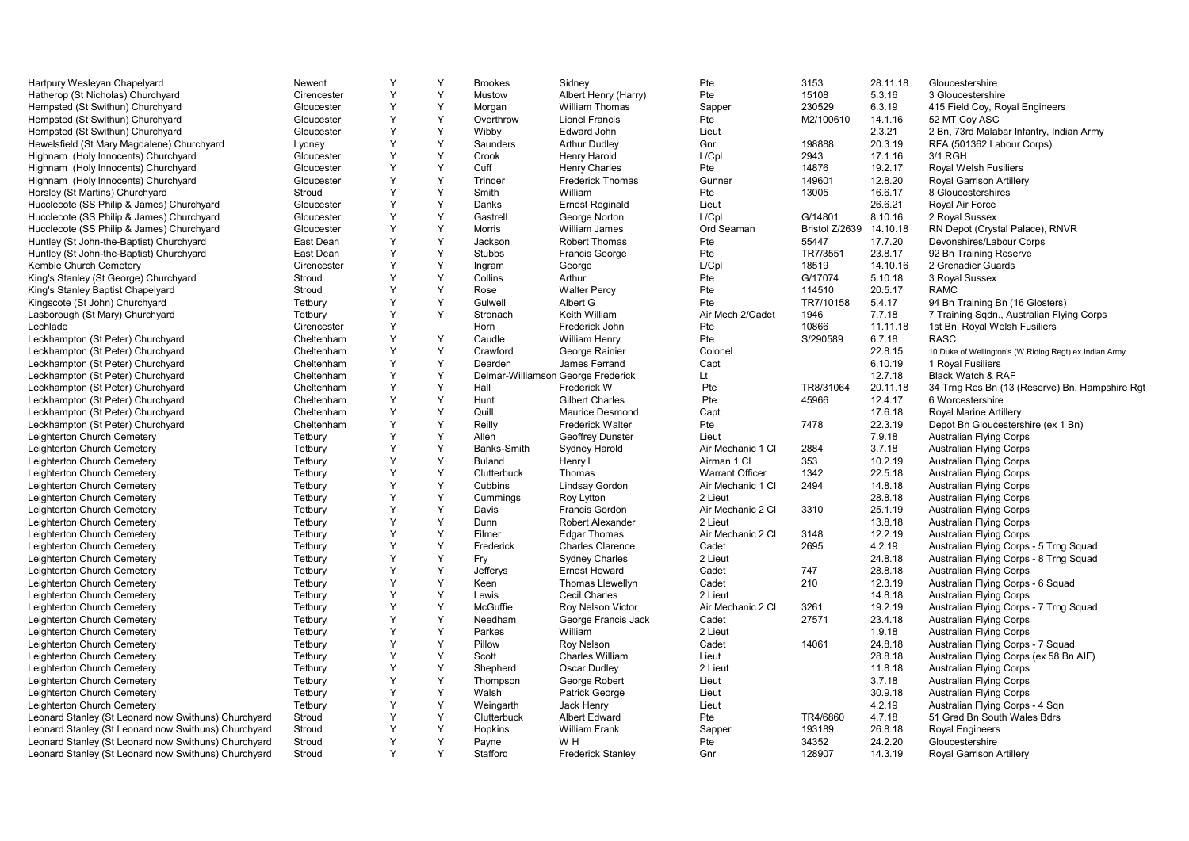| | | | | | | | | | |
|---|---|---|---|---|---|---|---|---|---|
| Hartpury Wesleyan Chapelyard | Newent | Y | Y | Brookes | Sidney | Pte | 3153 | 28.11.18 | Gloucestershire |
| Hatherop (St Nicholas) Churchyard | Cirencester | Y | Y | Mustow | Albert Henry (Harry) | Pte | 15108 | 5.3.16 | 3 Gloucestershire |
| Hempsted (St Swithun) Churchyard | Gloucester | Y | Y | Morgan | William Thomas | Sapper | 230529 | 6.3.19 | 415 Field Coy, Royal Engineers |
| Hempsted (St Swithun) Churchyard | Gloucester | Y | Y | Overthrow | Lionel Francis | Pte | M2/100610 | 14.1.16 | 52 MT Coy ASC |
| Hempsted (St Swithun) Churchyard | Gloucester | Y | Y | Wibby | Edward John | Lieut | | 2.3.21 | 2 Bn, 73rd Malabar Infantry, Indian Army |
| Hewelsfield (St Mary Magdalene) Churchyard | Lydney | Y | Y | Saunders | Arthur Dudley | Gnr | 198888 | 20.3.19 | RFA (501362 Labour Corps) |
| Highnam (Holy Innocents) Churchyard | Gloucester | Y | Y | Crook | Henry Harold | L/Cpl | 2943 | 17.1.16 | 3/1 RGH |
| Highnam (Holy Innocents) Churchyard | Gloucester | Y | Y | Cuff | Henry Charles | Pte | 14876 | 19.2.17 | Royal Welsh Fusiliers |
| Highnam (Holy Innocents) Churchyard | Gloucester | Y | Y | Trinder | Frederick Thomas | Gunner | 149601 | 12.8.20 | Royal Garrison Artillery |
| Horsley (St Martins) Churchyard | Stroud | Y | Y | Smith | William | Pte | 13005 | 16.6.17 | 8 Gloucestershires |
| Hucclecote (SS Philip & James) Churchyard | Gloucester | Y | Y | Danks | Ernest Reginald | Lieut | | 26.6.21 | Royal Air Force |
| Hucclecote (SS Philip & James) Churchyard | Gloucester | Y | Y | Gastrell | George Norton | L/Cpl | G/14801 | 8.10.16 | 2 Royal Sussex |
| Hucclecote (SS Philip & James) Churchyard | Gloucester | Y | Y | Morris | William James | Ord Seaman | Bristol Z/2639 | 14.10.18 | RN Depot (Crystal Palace), RNVR |
| Huntley (St John-the-Baptist) Churchyard | East Dean | Y | Y | Jackson | Robert Thomas | Pte | 55447 | 17.7.20 | Devonshires/Labour Corps |
| Huntley (St John-the-Baptist) Churchyard | East Dean | Y | Y | Stubbs | Francis George | Pte | TR7/3551 | 23.8.17 | 92 Bn Training Reserve |
| Kemble Church Cemetery | Cirencester | Y | Y | Ingram | George | L/Cpl | 18519 | 14.10.16 | 2 Grenadier Guards |
| King's Stanley (St George) Churchyard | Stroud | Y | Y | Collins | Arthur | Pte | G/17074 | 5.10.18 | 3 Royal Sussex |
| King's Stanley Baptist Chapelyard | Stroud | Y | Y | Rose | Walter Percy | Pte | 114510 | 20.5.17 | RAMC |
| Kingscote (St John) Churchyard | Tetbury | Y | Y | Gulwell | Albert G | Pte | TR7/10158 | 5.4.17 | 94 Bn Training Bn (16 Glosters) |
| Lasborough (St Mary) Churchyard | Tetbury | Y | Y | Stronach | Keith William | Air Mech 2/Cadet | 1946 | 7.7.18 | 7 Training Sqdn., Australian Flying Corps |
| Lechlade | Cirencester | Y | | Horn | Frederick John | Pte | 10866 | 11.11.18 | 1st Bn. Royal Welsh Fusiliers |
| Leckhampton (St Peter) Churchyard | Cheltenham | Y | Y | Caudle | William Henry | Pte | S/290589 | 6.7.18 | RASC |
| Leckhampton (St Peter) Churchyard | Cheltenham | Y | Y | Crawford | George Rainier | Colonel | | 22.8.15 | 10 Duke of Wellington's (W Riding Regt) ex Indian Army |
| Leckhampton (St Peter) Churchyard | Cheltenham | Y | Y | Dearden | James Ferrand | Capt | | 6.10.19 | 1 Royal Fusiliers |
| Leckhampton (St Peter) Churchyard | Cheltenham | Y | Y | Delmar-Williamson | George Frederick | Lt | | 12.7.18 | Black Watch & RAF |
| Leckhampton (St Peter) Churchyard | Cheltenham | Y | Y | Hall | Frederick W | Pte | TR8/31064 | 20.11.18 | 34 Trng Res Bn (13 (Reserve) Bn. Hampshire Rgt |
| Leckhampton (St Peter) Churchyard | Cheltenham | Y | Y | Hunt | Gilbert Charles | Pte | 45966 | 12.4.17 | 6 Worcestershire |
| Leckhampton (St Peter) Churchyard | Cheltenham | Y | Y | Quill | Maurice Desmond | Capt | | 17.6.18 | Royal Marine Artillery |
| Leckhampton (St Peter) Churchyard | Cheltenham | Y | Y | Reilly | Frederick Walter | Pte | 7478 | 22.3.19 | Depot Bn Gloucestershire (ex 1 Bn) |
| Leighterton Church Cemetery | Tetbury | Y | Y | Allen | Geoffrey Dunster | Lieut | | 7.9.18 | Australian Flying Corps |
| Leighterton Church Cemetery | Tetbury | Y | Y | Banks-Smith | Sydney Harold | Air Mechanic 1 Cl | 2884 | 3.7.18 | Australian Flying Corps |
| Leighterton Church Cemetery | Tetbury | Y | Y | Buland | Henry L | Airman 1 Cl | 353 | 10.2.19 | Australian Flying Corps |
| Leighterton Church Cemetery | Tetbury | Y | Y | Clutterbuck | Thomas | Warrant Officer | 1342 | 22.5.18 | Australian Flying Corps |
| Leighterton Church Cemetery | Tetbury | Y | Y | Cubbins | Lindsay Gordon | Air Mechanic 1 Cl | 2494 | 14.8.18 | Australian Flying Corps |
| Leighterton Church Cemetery | Tetbury | Y | Y | Cummings | Roy Lytton | 2 Lieut | | 28.8.18 | Australian Flying Corps |
| Leighterton Church Cemetery | Tetbury | Y | Y | Davis | Francis Gordon | Air Mechanic 2 Cl | 3310 | 25.1.19 | Australian Flying Corps |
| Leighterton Church Cemetery | Tetbury | Y | Y | Dunn | Robert Alexander | 2 Lieut | | 13.8.18 | Australian Flying Corps |
| Leighterton Church Cemetery | Tetbury | Y | Y | Filmer | Edgar Thomas | Air Mechanic 2 Cl | 3148 | 12.2.19 | Australian Flying Corps |
| Leighterton Church Cemetery | Tetbury | Y | Y | Frederick | Charles Clarence | Cadet | 2695 | 4.2.19 | Australian Flying Corps - 5 Trng Squad |
| Leighterton Church Cemetery | Tetbury | Y | Y | Fry | Sydney Charles | 2 Lieut | | 24.8.18 | Australian Flying Corps - 8 Trng Squad |
| Leighterton Church Cemetery | Tetbury | Y | Y | Jefferys | Ernest Howard | Cadet | 747 | 28.8.18 | Australian Flying Corps |
| Leighterton Church Cemetery | Tetbury | Y | Y | Keen | Thomas Llewellyn | Cadet | 210 | 12.3.19 | Australian Flying Corps - 6 Squad |
| Leighterton Church Cemetery | Tetbury | Y | Y | Lewis | Cecil Charles | 2 Lieut | | 14.8.18 | Australian Flying Corps |
| Leighterton Church Cemetery | Tetbury | Y | Y | McGuffie | Roy Nelson Victor | Air Mechanic 2 Cl | 3261 | 19.2.19 | Australian Flying Corps - 7 Trng Squad |
| Leighterton Church Cemetery | Tetbury | Y | Y | Needham | George Francis Jack | Cadet | 27571 | 23.4.18 | Australian Flying Corps |
| Leighterton Church Cemetery | Tetbury | Y | Y | Parkes | William | 2 Lieut | | 1.9.18 | Australian Flying Corps |
| Leighterton Church Cemetery | Tetbury | Y | Y | Pillow | Roy Nelson | Cadet | 14061 | 24.8.18 | Australian Flying Corps - 7 Squad |
| Leighterton Church Cemetery | Tetbury | Y | Y | Scott | Charles William | Lieut | | 28.8.18 | Australian Flying Corps (ex 58 Bn AIF) |
| Leighterton Church Cemetery | Tetbury | Y | Y | Shepherd | Oscar Dudley | 2 Lieut | | 11.8.18 | Australian Flying Corps |
| Leighterton Church Cemetery | Tetbury | Y | Y | Thompson | George Robert | Lieut | | 3.7.18 | Australian Flying Corps |
| Leighterton Church Cemetery | Tetbury | Y | Y | Walsh | Patrick George | Lieut | | 30.9.18 | Australian Flying Corps |
| Leighterton Church Cemetery | Tetbury | Y | Y | Weingarth | Jack Henry | Lieut | | 4.2.19 | Australian Flying Corps - 4 Sqn |
| Leonard Stanley (St Leonard now Swithuns) Churchyard | Stroud | Y | Y | Clutterbuck | Albert Edward | Pte | TR4/6860 | 4.7.18 | 51 Grad Bn South Wales Bdrs |
| Leonard Stanley (St Leonard now Swithuns) Churchyard | Stroud | Y | Y | Hopkins | William Frank | Sapper | 193189 | 26.8.18 | Royal Engineers |
| Leonard Stanley (St Leonard now Swithuns) Churchyard | Stroud | Y | Y | Payne | W H | Pte | 34352 | 24.2.20 | Gloucestershire |
| Leonard Stanley (St Leonard now Swithuns) Churchyard | Stroud | Y | Y | Stafford | Frederick Stanley | Gnr | 128907 | 14.3.19 | Royal Garrison Artillery |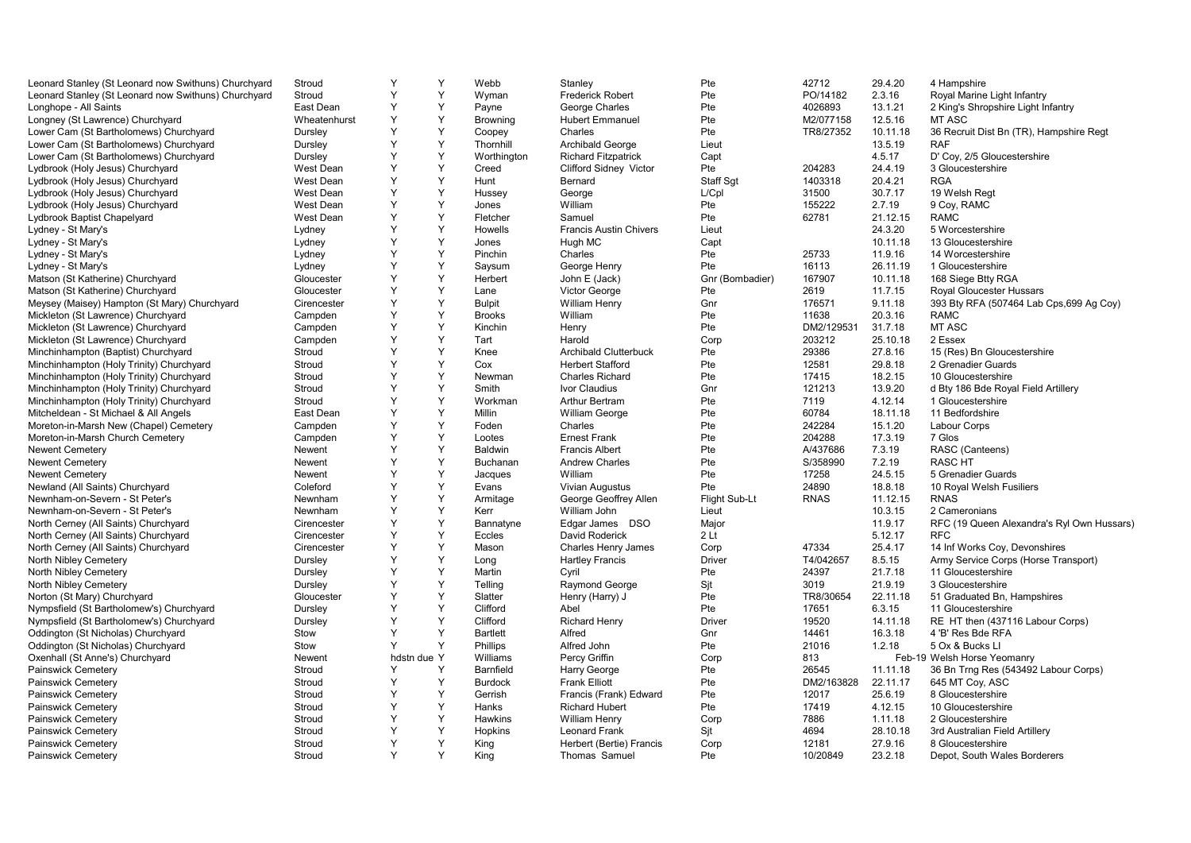| | | | | | | | | | | |
|---|---|---|---|---|---|---|---|---|---|---|
| Leonard Stanley (St Leonard now Swithuns) Churchyard | Stroud | Y | Y | Webb | Stanley | Pte | 42712 | 29.4.20 | 4 Hampshire |
| Leonard Stanley (St Leonard now Swithuns) Churchyard | Stroud | Y | Y | Wyman | Frederick Robert | Pte | PO/14182 | 2.3.16 | Royal Marine Light Infantry |
| Longhope - All Saints | East Dean | Y | Y | Payne | George Charles | Pte | 4026893 | 13.1.21 | 2 King's Shropshire Light Infantry |
| Longney (St Lawrence) Churchyard | Wheatenhurst | Y | Y | Browning | Hubert Emmanuel | Pte | M2/077158 | 12.5.16 | MT ASC |
| Lower Cam (St Bartholomews) Churchyard | Dursley | Y | Y | Coopey | Charles | Pte | TR8/27352 | 10.11.18 | 36 Recruit Dist Bn (TR), Hampshire Regt |
| Lower Cam (St Bartholomews) Churchyard | Dursley | Y | Y | Thornhill | Archibald George | Lieut | | 13.5.19 | RAF |
| Lower Cam (St Bartholomews) Churchyard | Dursley | Y | Y | Worthington | Richard Fitzpatrick | Capt | | 4.5.17 | D' Coy, 2/5 Gloucestershire |
| Lydbrook (Holy Jesus) Churchyard | West Dean | Y | Y | Creed | Clifford Sidney Victor | Pte | 204283 | 24.4.19 | 3 Gloucestershire |
| Lydbrook (Holy Jesus) Churchyard | West Dean | Y | Y | Hunt | Bernard | Staff Sgt | 1403318 | 20.4.21 | RGA |
| Lydbrook (Holy Jesus) Churchyard | West Dean | Y | Y | Hussey | George | L/Cpl | 31500 | 30.7.17 | 19 Welsh Regt |
| Lydbrook (Holy Jesus) Churchyard | West Dean | Y | Y | Jones | William | Pte | 155222 | 2.7.19 | 9 Coy, RAMC |
| Lydbrook Baptist Chapelyard | West Dean | Y | Y | Fletcher | Samuel | Pte | 62781 | 21.12.15 | RAMC |
| Lydney - St Mary's | Lydney | Y | Y | Howells | Francis Austin Chivers | Lieut | | 24.3.20 | 5 Worcestershire |
| Lydney - St Mary's | Lydney | Y | Y | Jones | Hugh MC | Capt | | 10.11.18 | 13 Gloucestershire |
| Lydney - St Mary's | Lydney | Y | Y | Pinchin | Charles | Pte | 25733 | 11.9.16 | 14 Worcestershire |
| Lydney - St Mary's | Lydney | Y | Y | Saysum | George Henry | Pte | 16113 | 26.11.19 | 1 Gloucestershire |
| Matson (St Katherine) Churchyard | Gloucester | Y | Y | Herbert | John E (Jack) | Gnr (Bombadier) | 167907 | 10.11.18 | 168 Siege Btty RGA |
| Matson (St Katherine) Churchyard | Gloucester | Y | Y | Lane | Victor George | Pte | 2619 | 11.7.15 | Royal Gloucester Hussars |
| Meysey (Maisey) Hampton (St Mary) Churchyard | Cirencester | Y | Y | Bulpit | William Henry | Gnr | 176571 | 9.11.18 | 393 Bty RFA (507464 Lab Cps,699 Ag Coy) |
| Mickleton (St Lawrence) Churchyard | Campden | Y | Y | Brooks | William | Pte | 11638 | 20.3.16 | RAMC |
| Mickleton (St Lawrence) Churchyard | Campden | Y | Y | Kinchin | Henry | Pte | DM2/129531 | 31.7.18 | MT ASC |
| Mickleton (St Lawrence) Churchyard | Campden | Y | Y | Tart | Harold | Corp | 203212 | 25.10.18 | 2 Essex |
| Minchinhampton (Baptist) Churchyard | Stroud | Y | Y | Knee | Archibald Clutterbuck | Pte | 29386 | 27.8.16 | 15 (Res) Bn Gloucestershire |
| Minchinhampton (Holy Trinity) Churchyard | Stroud | Y | Y | Cox | Herbert Stafford | Pte | 12581 | 29.8.18 | 2 Grenadier Guards |
| Minchinhampton (Holy Trinity) Churchyard | Stroud | Y | Y | Newman | Charles Richard | Pte | 17415 | 18.2.15 | 10 Gloucestershire |
| Minchinhampton (Holy Trinity) Churchyard | Stroud | Y | Y | Smith | Ivor Claudius | Gnr | 121213 | 13.9.20 | d Bty 186 Bde Royal Field Artillery |
| Minchinhampton (Holy Trinity) Churchyard | Stroud | Y | Y | Workman | Arthur Bertram | Pte | 7119 | 4.12.14 | 1 Gloucestershire |
| Mitcheldean - St Michael & All Angels | East Dean | Y | Y | Millin | William George | Pte | 60784 | 18.11.18 | 11 Bedfordshire |
| Moreton-in-Marsh New (Chapel) Cemetery | Campden | Y | Y | Foden | Charles | Pte | 242284 | 15.1.20 | Labour Corps |
| Moreton-in-Marsh Church Cemetery | Campden | Y | Y | Lootes | Ernest Frank | Pte | 204288 | 17.3.19 | 7 Glos |
| Newent Cemetery | Newent | Y | Y | Baldwin | Francis Albert | Pte | A/437686 | 7.3.19 | RASC (Canteens) |
| Newent Cemetery | Newent | Y | Y | Buchanan | Andrew Charles | Pte | S/358990 | 7.2.19 | RASC HT |
| Newent Cemetery | Newent | Y | Y | Jacques | William | Pte | 17258 | 24.5.15 | 5 Grenadier Guards |
| Newland (All Saints) Churchyard | Coleford | Y | Y | Evans | Vivian Augustus | Pte | 24890 | 18.8.18 | 10 Royal Welsh Fusiliers |
| Newnham-on-Severn - St Peter's | Newnham | Y | Y | Armitage | George Geoffrey Allen | Flight Sub-Lt | RNAS | 11.12.15 | RNAS |
| Newnham-on-Severn - St Peter's | Newnham | Y | Y | Kerr | William John | Lieut | | 10.3.15 | 2 Cameronians |
| North Cerney (All Saints) Churchyard | Cirencester | Y | Y | Bannatyne | Edgar James DSO | Major | | 11.9.17 | RFC (19 Queen Alexandra's Ryl Own Hussars) |
| North Cerney (All Saints) Churchyard | Cirencester | Y | Y | Eccles | David Roderick | 2 Lt | | 5.12.17 | RFC |
| North Cerney (All Saints) Churchyard | Cirencester | Y | Y | Mason | Charles Henry James | Corp | 47334 | 25.4.17 | 14 Inf Works Coy, Devonshires |
| North Nibley Cemetery | Dursley | Y | Y | Long | Hartley Francis | Driver | T4/042657 | 8.5.15 | Army Service Corps (Horse Transport) |
| North Nibley Cemetery | Dursley | Y | Y | Martin | Cyril | Pte | 24397 | 21.7.18 | 11 Gloucestershire |
| North Nibley Cemetery | Dursley | Y | Y | Telling | Raymond George | Sjt | 3019 | 21.9.19 | 3 Gloucestershire |
| Norton (St Mary) Churchyard | Gloucester | Y | Y | Slatter | Henry (Harry) J | Pte | TR8/30654 | 22.11.18 | 51 Graduated Bn, Hampshires |
| Nympsfield (St Bartholomew's) Churchyard | Dursley | Y | Y | Clifford | Abel | Pte | 17651 | 6.3.15 | 11 Gloucestershire |
| Nympsfield (St Bartholomew's) Churchyard | Dursley | Y | Y | Clifford | Richard Henry | Driver | 19520 | 14.11.18 | RE HT then (437116 Labour Corps) |
| Oddington (St Nicholas) Churchyard | Stow | Y | Y | Bartlett | Alfred | Gnr | 14461 | 16.3.18 | 4 'B' Res Bde RFA |
| Oddington (St Nicholas) Churchyard | Stow | Y | Y | Phillips | Alfred John | Pte | 21016 | 1.2.18 | 5 Ox & Bucks LI |
| Oxenhall (St Anne's) Churchyard | Newent | hdstn due | Y | Williams | Percy Griffin | Corp | 813 | Feb-19 | Welsh Horse Yeomanry |
| Painswick Cemetery | Stroud | Y | Y | Barnfield | Harry George | Pte | 26545 | 11.11.18 | 36 Bn Trng Res (543492 Labour Corps) |
| Painswick Cemetery | Stroud | Y | Y | Burdock | Frank Elliott | Pte | DM2/163828 | 22.11.17 | 645 MT Coy, ASC |
| Painswick Cemetery | Stroud | Y | Y | Gerrish | Francis (Frank) Edward | Pte | 12017 | 25.6.19 | 8 Gloucestershire |
| Painswick Cemetery | Stroud | Y | Y | Hanks | Richard Hubert | Pte | 17419 | 4.12.15 | 10 Gloucestershire |
| Painswick Cemetery | Stroud | Y | Y | Hawkins | William Henry | Corp | 7886 | 1.11.18 | 2 Gloucestershire |
| Painswick Cemetery | Stroud | Y | Y | Hopkins | Leonard Frank | Sjt | 4694 | 28.10.18 | 3rd Australian Field Artillery |
| Painswick Cemetery | Stroud | Y | Y | King | Herbert (Bertie) Francis | Corp | 12181 | 27.9.16 | 8 Gloucestershire |
| Painswick Cemetery | Stroud | Y | Y | King | Thomas Samuel | Pte | 10/20849 | 23.2.18 | Depot, South Wales Borderers |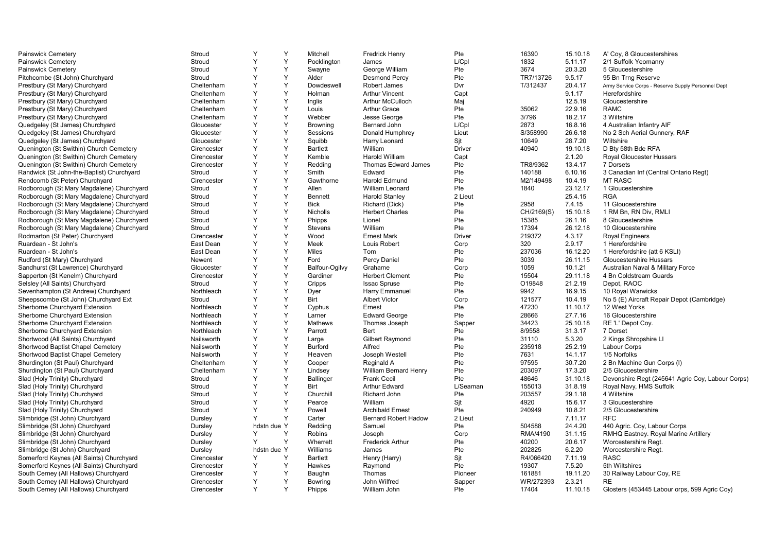| | | | | | | | | | |
|---|---|---|---|---|---|---|---|---|---|
| Painswick Cemetery | Stroud | Y | Y | Mitchell | Fredrick Henry | Pte | 16390 | 15.10.18 | A' Coy, 8 Gloucestershires |
| Painswick Cemetery | Stroud | Y | Y | Pocklington | James | L/Cpl | 1832 | 5.11.17 | 2/1 Suffolk Yeomanry |
| Painswick Cemetery | Stroud | Y | Y | Swayne | George William | Pte | 3674 | 20.3.20 | 5 Gloucestershire |
| Pitchcombe (St John) Churchyard | Stroud | Y | Y | Alder | Desmond Percy | Pte | TR7/13726 | 9.5.17 | 95 Bn Trng Reserve |
| Prestbury (St Mary) Churchyard | Cheltenham | Y | Y | Dowdeswell | Robert James | Dvr | T/312437 | 20.4.17 | Army Service Corps - Reserve Supply Personnel Dept |
| Prestbury (St Mary) Churchyard | Cheltenham | Y | Y | Holman | Arthur Vincent | Capt | | 9.1.17 | Herefordshire |
| Prestbury (St Mary) Churchyard | Cheltenham | Y | Y | Inglis | Arthur McCulloch | Maj | | 12.5.19 | Gloucestershire |
| Prestbury (St Mary) Churchyard | Cheltenham | Y | Y | Louis | Arthur Grace | Pte | 35062 | 22.9.16 | RAMC |
| Prestbury (St Mary) Churchyard | Cheltenham | Y | Y | Webber | Jesse George | Pte | 3/796 | 18.2.17 | 3 Wiltshire |
| Quedgeley (St James) Churchyard | Gloucester | Y | Y | Browning | Bernard John | L/Cpl | 2873 | 16.8.16 | 4 Australian Infantry AIF |
| Quedgeley (St James) Churchyard | Gloucester | Y | Y | Sessions | Donald Humphrey | Lieut | S/358990 | 26.6.18 | No 2 Sch Aerial Gunnery, RAF |
| Quedgeley (St James) Churchyard | Gloucester | Y | Y | Squibb | Harry Leonard | Sjt | 10649 | 28.7.20 | Wiltshire |
| Quenington (St Swithin) Church Cemetery | Cirencester | Y | Y | Bartlett | William | Driver | 40940 | 19.10.18 | D Bty 58th Bde RFA |
| Quenington (St Swithin) Church Cemetery | Cirencester | Y | Y | Kemble | Harold William | Capt | | 2.1.20 | Royal Gloucester Hussars |
| Quenington (St Swithin) Church Cemetery | Cirencester | Y | Y | Redding | Thomas Edward James | Pte | TR8/9362 | 13.4.17 | 7 Dorsets |
| Randwick (St John-the-Baptist) Churchyard | Stroud | Y | Y | Smith | Edward | Pte | 140188 | 6.10.16 | 3 Canadian Inf (Central Ontario Regt) |
| Rendcomb (St Peter) Churchyard | Cirencester | Y | Y | Gawthorne | Harold Edmund | Pte | M2/149498 | 10.4.19 | MT RASC |
| Rodborough (St Mary Magdalene) Churchyard | Stroud | Y | Y | Allen | William Leonard | Pte | 1840 | 23.12.17 | 1 Gloucestershire |
| Rodborough (St Mary Magdalene) Churchyard | Stroud | Y | Y | Bennett | Harold Stanley | 2 Lieut | | 25.4.15 | RGA |
| Rodborough (St Mary Magdalene) Churchyard | Stroud | Y | Y | Bick | Richard (Dick) | Pte | 2958 | 7.4.15 | 11 Gloucestershire |
| Rodborough (St Mary Magdalene) Churchyard | Stroud | Y | Y | Nicholls | Herbert Charles | Pte | CH/2169(S) | 15.10.18 | 1 RM Bn, RN Div, RMLI |
| Rodborough (St Mary Magdalene) Churchyard | Stroud | Y | Y | Phipps | Lionel | Pte | 15385 | 26.1.16 | 8 Gloucestershire |
| Rodborough (St Mary Magdalene) Churchyard | Stroud | Y | Y | Stevens | William | Pte | 17394 | 26.12.18 | 10 Gloucestershire |
| Rodmarton (St Peter) Churchyard | Cirencester | Y | Y | Wood | Ernest Mark | Driver | 219372 | 4.3.17 | Royal Engineers |
| Ruardean - St John's | East Dean | Y | Y | Meek | Louis Robert | Corp | 320 | 2.9.17 | 1 Herefordshire |
| Ruardean - St John's | East Dean | Y | Y | Miles | Tom | Pte | 237036 | 16.12.20 | 1 Herefordshire (att 6 KSLI) |
| Rudford (St Mary) Churchyard | Newent | Y | Y | Ford | Percy Daniel | Pte | 3039 | 26.11.15 | Gloucestershire Hussars |
| Sandhurst (St Lawrence) Churchyard | Gloucester | Y | Y | Balfour-Ogilvy | Grahame | Corp | 1059 | 10.1.21 | Australian Naval & Military Force |
| Sapperton (St Kenelm) Churchyard | Cirencester | Y | Y | Gardiner | Herbert Clement | Pte | 15504 | 29.11.18 | 4 Bn Coldstream Guards |
| Selsley (All Saints) Churchyard | Stroud | Y | Y | Cripps | Issac Spruse | Pte | O19848 | 21.2.19 | Depot, RAOC |
| Sevenhampton (St Andrew) Churchyard | Northleach | Y | Y | Dyer | Harry Emmanuel | Pte | 9942 | 16.9.15 | 10 Royal Warwicks |
| Sheepscombe (St John) Churchyard Ext | Stroud | Y | Y | Birt | Albert Victor | Corp | 121577 | 10.4.19 | No 5 (E) Aircraft Repair Depot (Cambridge) |
| Sherborne Churchyard Extension | Northleach | Y | Y | Cyphus | Ernest | Pte | 47230 | 11.10.17 | 12 West Yorks |
| Sherborne Churchyard Extension | Northleach | Y | Y | Larner | Edward George | Pte | 28666 | 27.7.16 | 16 Gloucestershire |
| Sherborne Churchyard Extension | Northleach | Y | Y | Mathews | Thomas Joseph | Sapper | 34423 | 25.10.18 | RE 'L' Depot Coy. |
| Sherborne Churchyard Extension | Northleach | Y | Y | Parrott | Bert | Pte | 8/9558 | 31.3.17 | 7 Dorset |
| Shortwood (All Saints) Churchyard | Nailsworth | Y | Y | Large | Gilbert Raymond | Pte | 31110 | 5.3.20 | 2 Kings Shropshire LI |
| Shortwood Baptist Chapel Cemetery | Nailsworth | Y | Y | Burford | Alfred | Pte | 235918 | 25.2.19 | Labour Corps |
| Shortwood Baptist Chapel Cemetery | Nailsworth | Y | Y | Heaven | Joseph Westell | Pte | 7631 | 14.1.17 | 1/5 Norfolks |
| Shurdington (St Paul) Churchyard | Cheltenham | Y | Y | Cooper | Reginald A | Pte | 97595 | 30.7.20 | 2 Bn Machine Gun Corps (I) |
| Shurdington (St Paul) Churchyard | Cheltenham | Y | Y | Lindsey | William Bernard Henry | Pte | 203097 | 17.3.20 | 2/5 Gloucestershire |
| Slad (Holy Trinity) Churchyard | Stroud | Y | Y | Ballinger | Frank Cecil | Pte | 48646 | 31.10.18 | Devonshire Regt (245641 Agric Coy, Labour Corps) |
| Slad (Holy Trinity) Churchyard | Stroud | Y | Y | Birt | Arthur Edward | L/Seaman | 155013 | 31.8.19 | Royal Navy, HMS Suffolk |
| Slad (Holy Trinity) Churchyard | Stroud | Y | Y | Churchill | Richard John | Pte | 203557 | 29.1.18 | 4 Wiltshire |
| Slad (Holy Trinity) Churchyard | Stroud | Y | Y | Pearce | William | Sjt | 4920 | 15.6.17 | 3 Gloucestershire |
| Slad (Holy Trinity) Churchyard | Stroud | Y | Y | Powell | Archibald Ernest | Pte | 240949 | 10.8.21 | 2/5 Gloucestershire |
| Slimbridge (St John) Churchyard | Dursley | Y | Y | Carter | Bernard Robert Hadow | 2 Lieut | | 7.11.17 | RFC |
| Slimbridge (St John) Churchyard | Dursley | hdstn due | Y | Redding | Samuel | Pte | 504588 | 24.4.20 | 440 Agric. Coy, Labour Corps |
| Slimbridge (St John) Churchyard | Dursley | Y | Y | Robins | Joseph | Corp | RMA/4190 | 31.1.15 | RMHQ Eastney. Royal Marine Artillery |
| Slimbridge (St John) Churchyard | Dursley | Y | Y | Wherrett | Frederick Arthur | Pte | 40200 | 20.6.17 | Worcestershire Regt. |
| Slimbridge (St John) Churchyard | Dursley | hdstn due | Y | Williams | James | Pte | 202825 | 6.2.20 | Worcestershire Regt. |
| Somerford Keynes (All Saints) Churchyard | Cirencester | Y | Y | Bartlett | Henry (Harry) | Sjt | R4/066420 | 7.11.19 | RASC |
| Somerford Keynes (All Saints) Churchyard | Cirencester | Y | Y | Hawkes | Raymond | Pte | 19307 | 7.5.20 | 5th Wiltshires |
| South Cerney (All Hallows) Churchyard | Cirencester | Y | Y | Baughn | Thomas | Pioneer | 161881 | 19.11.20 | 30 Railway Labour Coy, RE |
| South Cerney (All Hallows) Churchyard | Cirencester | Y | Y | Bowring | John Wilfred | Sapper | WR/272393 | 2.3.21 | RE |
| South Cerney (All Hallows) Churchyard | Cirencester | Y | Y | Phipps | William John | Pte | 17404 | 11.10.18 | Glosters (453445 Labour orps, 599 Agric Coy) |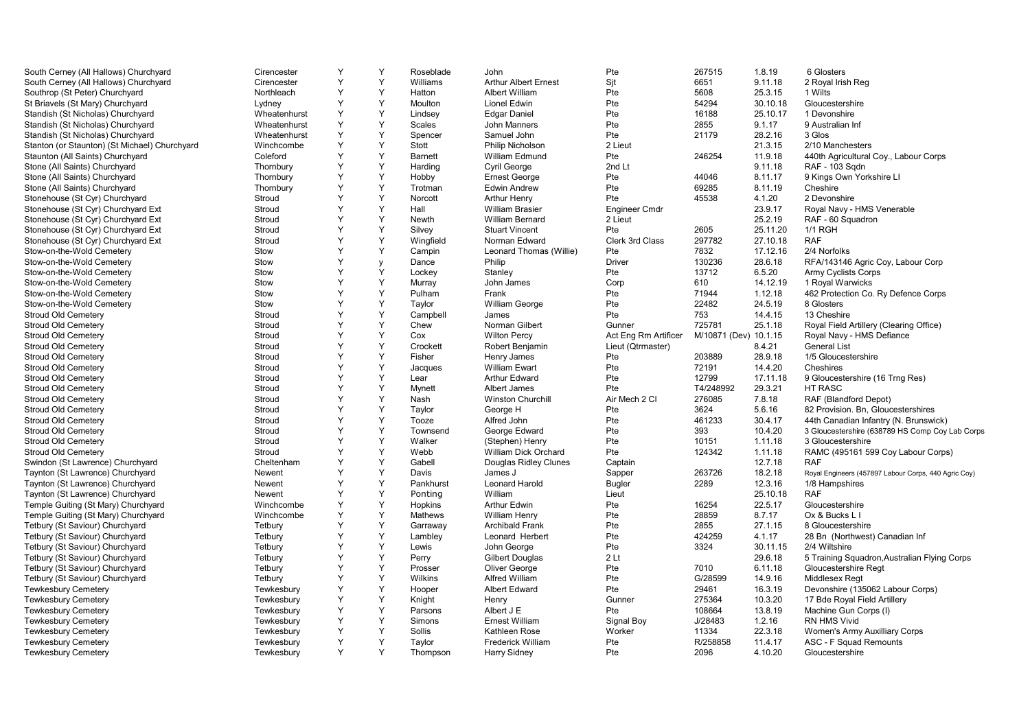| | | | | | | | | | |
|---|---|---|---|---|---|---|---|---|---|
| South Cerney (All Hallows) Churchyard | Cirencester | Y | Y | Roseblade | John | Pte | 267515 | 1.8.19 | 6 Glosters |
| South Cerney (All Hallows) Churchyard | Cirencester | Y | Y | Williams | Arthur Albert Ernest | Sjt | 6651 | 9.11.18 | 2 Royal Irish Reg |
| Southrop (St Peter) Churchyard | Northleach | Y | Y | Hatton | Albert William | Pte | 5608 | 25.3.15 | 1 Wilts |
| St Briavels (St Mary) Churchyard | Lydney | Y | Y | Moulton | Lionel Edwin | Pte | 54294 | 30.10.18 | Gloucestershire |
| Standish (St Nicholas) Churchyard | Wheatenhurst | Y | Y | Lindsey | Edgar Daniel | Pte | 16188 | 25.10.17 | 1 Devonshire |
| Standish (St Nicholas) Churchyard | Wheatenhurst | Y | Y | Scales | John Manners | Pte | 2855 | 9.1.17 | 9 Australian Inf |
| Standish (St Nicholas) Churchyard | Wheatenhurst | Y | Y | Spencer | Samuel John | Pte | 21179 | 28.2.16 | 3 Glos |
| Stanton (or Staunton) (St Michael) Churchyard | Winchcombe | Y | Y | Stott | Philip Nicholson | 2 Lieut | | 21.3.15 | 2/10 Manchesters |
| Staunton (All Saints) Churchyard | Coleford | Y | Y | Barnett | William Edmund | Pte | 246254 | 11.9.18 | 440th Agricultural Coy., Labour Corps |
| Stone (All Saints) Churchyard | Thornbury | Y | Y | Harding | Cyril George | 2nd Lt | | 9.11.18 | RAF - 103 Sqdn |
| Stone (All Saints) Churchyard | Thornbury | Y | Y | Hobby | Ernest George | Pte | 44046 | 8.11.17 | 9 Kings Own Yorkshire LI |
| Stone (All Saints) Churchyard | Thornbury | Y | Y | Trotman | Edwin Andrew | Pte | 69285 | 8.11.19 | Cheshire |
| Stonehouse (St Cyr) Churchyard | Stroud | Y | Y | Norcott | Arthur Henry | Pte | 45538 | 4.1.20 | 2 Devonshire |
| Stonehouse (St Cyr) Churchyard Ext | Stroud | Y | Y | Hall | William Brasier | Engineer Cmdr | | 23.9.17 | Royal Navy - HMS Venerable |
| Stonehouse (St Cyr) Churchyard Ext | Stroud | Y | Y | Newth | William Bernard | 2 Lieut | | 25.2.19 | RAF - 60 Squadron |
| Stonehouse (St Cyr) Churchyard Ext | Stroud | Y | Y | Silvey | Stuart Vincent | Pte | 2605 | 25.11.20 | 1/1 RGH |
| Stonehouse (St Cyr) Churchyard Ext | Stroud | Y | Y | Wingfield | Norman Edward | Clerk 3rd Class | 297782 | 27.10.18 | RAF |
| Stow-on-the-Wold Cemetery | Stow | Y | Y | Campin | Leonard Thomas (Willie) | Pte | 7832 | 17.12.16 | 2/4 Norfolks |
| Stow-on-the-Wold Cemetery | Stow | Y | y | Dance | Philip | Driver | 130236 | 28.6.18 | RFA/143146 Agric Coy, Labour Corp |
| Stow-on-the-Wold Cemetery | Stow | Y | Y | Lockey | Stanley | Pte | 13712 | 6.5.20 | Army Cyclists Corps |
| Stow-on-the-Wold Cemetery | Stow | Y | Y | Murray | John James | Corp | 610 | 14.12.19 | 1 Royal Warwicks |
| Stow-on-the-Wold Cemetery | Stow | Y | Y | Pulham | Frank | Pte | 71944 | 1.12.18 | 462 Protection Co. Ry Defence Corps |
| Stow-on-the-Wold Cemetery | Stow | Y | Y | Taylor | William George | Pte | 22482 | 24.5.19 | 8 Glosters |
| Stroud Old Cemetery | Stroud | Y | Y | Campbell | James | Pte | 753 | 14.4.15 | 13 Cheshire |
| Stroud Old Cemetery | Stroud | Y | Y | Chew | Norman Gilbert | Gunner | 725781 | 25.1.18 | Royal Field Artillery (Clearing Office) |
| Stroud Old Cemetery | Stroud | Y | Y | Cox | Wilton Percy | Act Eng Rm Artificer | M/10871 (Dev) | 10.1.15 | Royal Navy - HMS Defiance |
| Stroud Old Cemetery | Stroud | Y | Y | Crockett | Robert Benjamin | Lieut (Qtrmaster) | | 8.4.21 | General List |
| Stroud Old Cemetery | Stroud | Y | Y | Fisher | Henry James | Pte | 203889 | 28.9.18 | 1/5 Gloucestershire |
| Stroud Old Cemetery | Stroud | Y | Y | Jacques | William Ewart | Pte | 72191 | 14.4.20 | Cheshires |
| Stroud Old Cemetery | Stroud | Y | Y | Lear | Arthur Edward | Pte | 12799 | 17.11.18 | 9 Gloucestershire (16 Trng Res) |
| Stroud Old Cemetery | Stroud | Y | Y | Mynett | Albert James | Pte | T4/248992 | 29.3.21 | HT RASC |
| Stroud Old Cemetery | Stroud | Y | Y | Nash | Winston Churchill | Air Mech 2 Cl | 276085 | 7.8.18 | RAF (Blandford Depot) |
| Stroud Old Cemetery | Stroud | Y | Y | Taylor | George H | Pte | 3624 | 5.6.16 | 82 Provision. Bn, Gloucestershires |
| Stroud Old Cemetery | Stroud | Y | Y | Tooze | Alfred John | Pte | 461233 | 30.4.17 | 44th Canadian Infantry (N. Brunswick) |
| Stroud Old Cemetery | Stroud | Y | Y | Townsend | George Edward | Pte | 393 | 10.4.20 | 3 Gloucestershire (638789 HS Comp Coy Lab Corps |
| Stroud Old Cemetery | Stroud | Y | Y | Walker | (Stephen) Henry | Pte | 10151 | 1.11.18 | 3 Gloucestershire |
| Stroud Old Cemetery | Stroud | Y | Y | Webb | William Dick Orchard | Pte | 124342 | 1.11.18 | RAMC (495161 599 Coy Labour Corps) |
| Swindon (St Lawrence) Churchyard | Cheltenham | Y | Y | Gabell | Douglas Ridley Clunes | Captain | | 12.7.18 | RAF |
| Taynton (St Lawrence) Churchyard | Newent | Y | Y | Davis | James J | Sapper | 263726 | 18.2.18 | Royal Engineers (457897 Labour Corps, 440 Agric Coy) |
| Taynton (St Lawrence) Churchyard | Newent | Y | Y | Pankhurst | Leonard Harold | Bugler | 2289 | 12.3.16 | 1/8 Hampshires |
| Taynton (St Lawrence) Churchyard | Newent | Y | Y | Ponting | William | Lieut | | 25.10.18 | RAF |
| Temple Guiting (St Mary) Churchyard | Winchcombe | Y | Y | Hopkins | Arthur Edwin | Pte | 16254 | 22.5.17 | Gloucestershire |
| Temple Guiting (St Mary) Churchyard | Winchcombe | Y | Y | Mathews | William Henry | Pte | 28859 | 8.7.17 | Ox & Bucks L I |
| Tetbury (St Saviour) Churchyard | Tetbury | Y | Y | Garraway | Archibald Frank | Pte | 2855 | 27.1.15 | 8 Gloucestershire |
| Tetbury (St Saviour) Churchyard | Tetbury | Y | Y | Lambley | Leonard Herbert | Pte | 424259 | 4.1.17 | 28 Bn (Northwest) Canadian Inf |
| Tetbury (St Saviour) Churchyard | Tetbury | Y | Y | Lewis | John George | Pte | 3324 | 30.11.15 | 2/4 Wiltshire |
| Tetbury (St Saviour) Churchyard | Tetbury | Y | Y | Perry | Gilbert Douglas | 2 Lt | | 29.6.18 | 5 Training Squadron,Australian Flying Corps |
| Tetbury (St Saviour) Churchyard | Tetbury | Y | Y | Prosser | Oliver George | Pte | 7010 | 6.11.18 | Gloucestershire Regt |
| Tetbury (St Saviour) Churchyard | Tetbury | Y | Y | Wilkins | Alfred William | Pte | G/28599 | 14.9.16 | Middlesex Regt |
| Tewkesbury Cemetery | Tewkesbury | Y | Y | Hooper | Albert Edward | Pte | 29461 | 16.3.19 | Devonshire (135062 Labour Corps) |
| Tewkesbury Cemetery | Tewkesbury | Y | Y | Knight | Henry | Gunner | 275364 | 10.3.20 | 17 Bde Royal Field Artillery |
| Tewkesbury Cemetery | Tewkesbury | Y | Y | Parsons | Albert J E | Pte | 108664 | 13.8.19 | Machine Gun Corps (I) |
| Tewkesbury Cemetery | Tewkesbury | Y | Y | Simons | Ernest William | Signal Boy | J/28483 | 1.2.16 | RN HMS Vivid |
| Tewkesbury Cemetery | Tewkesbury | Y | Y | Sollis | Kathleen Rose | Worker | 11334 | 22.3.18 | Women's Army Auxilliary Corps |
| Tewkesbury Cemetery | Tewkesbury | Y | Y | Taylor | Frederick William | Pte | R/258858 | 11.4.17 | ASC - F Squad Remounts |
| Tewkesbury Cemetery | Tewkesbury | Y | Y | Thompson | Harry Sidney | Pte | 2096 | 4.10.20 | Gloucestershire |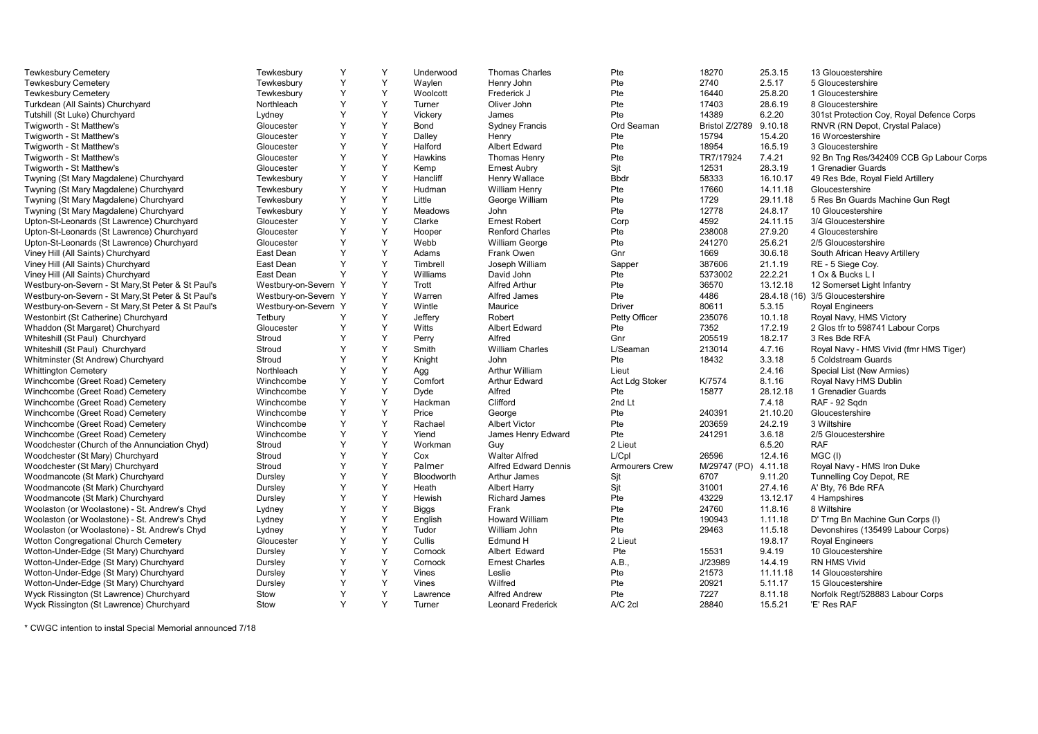| | | | | | | | | | | |
|---|---|---|---|---|---|---|---|---|---|---|
| Tewkesbury Cemetery | Tewkesbury | Y | Y | Underwood | Thomas Charles | Pte | 18270 | 25.3.15 | 13 Gloucestershire |
| Tewkesbury Cemetery | Tewkesbury | Y | Y | Waylen | Henry John | Pte | 2740 | 2.5.17 | 5 Gloucestershire |
| Tewkesbury Cemetery | Tewkesbury | Y | Y | Woolcott | Frederick J | Pte | 16440 | 25.8.20 | 1 Gloucestershire |
| Turkdean (All Saints) Churchyard | Northleach | Y | Y | Turner | Oliver John | Pte | 17403 | 28.6.19 | 8 Gloucestershire |
| Tutshill (St Luke) Churchyard | Lydney | Y | Y | Vickery | James | Pte | 14389 | 6.2.20 | 301st Protection Coy, Royal Defence Corps |
| Twigworth - St Matthew's | Gloucester | Y | Y | Bond | Sydney Francis | Ord Seaman | Bristol Z/2789 | 9.10.18 | RNVR (RN Depot, Crystal Palace) |
| Twigworth - St Matthew's | Gloucester | Y | Y | Dalley | Henry | Pte | 15794 | 15.4.20 | 16 Worcestershire |
| Twigworth - St Matthew's | Gloucester | Y | Y | Halford | Albert Edward | Pte | 18954 | 16.5.19 | 3 Gloucestershire |
| Twigworth - St Matthew's | Gloucester | Y | Y | Hawkins | Thomas Henry | Pte | TR7/17924 | 7.4.21 | 92 Bn Tng Res/342409 CCB Gp Labour Corps |
| Twigworth - St Matthew's | Gloucester | Y | Y | Kemp | Ernest Aubry | Sjt | 12531 | 28.3.19 | 1 Grenadier Guards |
| Twyning (St Mary Magdalene) Churchyard | Tewkesbury | Y | Y | Hancliff | Henry Wallace | Bbdr | 58333 | 16.10.17 | 49 Res Bde, Royal Field Artillery |
| Twyning (St Mary Magdalene) Churchyard | Tewkesbury | Y | Y | Hudman | William Henry | Pte | 17660 | 14.11.18 | Gloucestershire |
| Twyning (St Mary Magdalene) Churchyard | Tewkesbury | Y | Y | Little | George William | Pte | 1729 | 29.11.18 | 5 Res Bn Guards Machine Gun Regt |
| Twyning (St Mary Magdalene) Churchyard | Tewkesbury | Y | Y | Meadows | John | Pte | 12778 | 24.8.17 | 10 Gloucestershire |
| Upton-St-Leonards (St Lawrence) Churchyard | Gloucester | Y | Y | Clarke | Ernest Robert | Corp | 4592 | 24.11.15 | 3/4 Gloucestershire |
| Upton-St-Leonards (St Lawrence) Churchyard | Gloucester | Y | Y | Hooper | Renford Charles | Pte | 238008 | 27.9.20 | 4 Gloucestershire |
| Upton-St-Leonards (St Lawrence) Churchyard | Gloucester | Y | Y | Webb | William George | Pte | 241270 | 25.6.21 | 2/5 Gloucestershire |
| Viney Hill (All Saints) Churchyard | East Dean | Y | Y | Adams | Frank Owen | Gnr | 1669 | 30.6.18 | South African Heavy Artillery |
| Viney Hill (All Saints) Churchyard | East Dean | Y | Y | Timbrell | Joseph William | Sapper | 387606 | 21.1.19 | RE - 5 Siege Coy. |
| Viney Hill (All Saints) Churchyard | East Dean | Y | Y | Williams | David John | Pte | 5373002 | 22.2.21 | 1 Ox & Bucks L I |
| Westbury-on-Severn - St Mary,St Peter & St Paul's | Westbury-on-Severn | Y | Y | Trott | Alfred Arthur | Pte | 36570 | 13.12.18 | 12 Somerset Light Infantry |
| Westbury-on-Severn - St Mary,St Peter & St Paul's | Westbury-on-Severn | Y | Y | Warren | Alfred James | Pte | 4486 | 28.4.18 (16) | 3/5 Gloucestershire |
| Westbury-on-Severn - St Mary,St Peter & St Paul's | Westbury-on-Severn | Y | Y | Wintle | Maurice | Driver | 80611 | 5.3.15 | Royal Engineers |
| Westonbirt (St Catherine) Churchyard | Tetbury | Y | Y | Jeffery | Robert | Petty Officer | 235076 | 10.1.18 | Royal Navy, HMS Victory |
| Whaddon (St Margaret) Churchyard | Gloucester | Y | Y | Witts | Albert Edward | Pte | 7352 | 17.2.19 | 2 Glos tfr to 598741 Labour Corps |
| Whiteshill (St Paul) Churchyard | Stroud | Y | Y | Perry | Alfred | Gnr | 205519 | 18.2.17 | 3 Res Bde RFA |
| Whiteshill (St Paul) Churchyard | Stroud | Y | Y | Smith | William Charles | L/Seaman | 213014 | 4.7.16 | Royal Navy - HMS Vivid (fmr HMS Tiger) |
| Whitminster (St Andrew) Churchyard | Stroud | Y | Y | Knight | John | Pte | 18432 | 3.3.18 | 5 Coldstream Guards |
| Whittington Cemetery | Northleach | Y | Y | Agg | Arthur William | Lieut | | 2.4.16 | Special List (New Armies) |
| Winchcombe (Greet Road) Cemetery | Winchcombe | Y | Y | Comfort | Arthur Edward | Act Ldg Stoker | K/7574 | 8.1.16 | Royal Navy HMS Dublin |
| Winchcombe (Greet Road) Cemetery | Winchcombe | Y | Y | Dyde | Alfred | Pte | 15877 | 28.12.18 | 1 Grenadier Guards |
| Winchcombe (Greet Road) Cemetery | Winchcombe | Y | Y | Hackman | Clifford | 2nd Lt | | 7.4.18 | RAF - 92 Sqdn |
| Winchcombe (Greet Road) Cemetery | Winchcombe | Y | Y | Price | George | Pte | 240391 | 21.10.20 | Gloucestershire |
| Winchcombe (Greet Road) Cemetery | Winchcombe | Y | Y | Rachael | Albert Victor | Pte | 203659 | 24.2.19 | 3 Wiltshire |
| Winchcombe (Greet Road) Cemetery | Winchcombe | Y | Y | Yiend | James Henry Edward | Pte | 241291 | 3.6.18 | 2/5 Gloucestershire |
| Woodchester (Church of the Annunciation Chyd) | Stroud | Y | Y | Workman | Guy | 2 Lieut | | 6.5.20 | RAF |
| Woodchester (St Mary) Churchyard | Stroud | Y | Y | Cox | Walter Alfred | L/Cpl | 26596 | 12.4.16 | MGC (I) |
| Woodchester (St Mary) Churchyard | Stroud | Y | Y | Palmer | Alfred Edward Dennis | Armourers Crew | M/29747 (PO) | 4.11.18 | Royal Navy - HMS Iron Duke |
| Woodmancote (St Mark) Churchyard | Dursley | Y | Y | Bloodworth | Arthur James | Sjt | 6707 | 9.11.20 | Tunnelling Coy Depot, RE |
| Woodmancote (St Mark) Churchyard | Dursley | Y | Y | Heath | Albert Harry | Sjt | 31001 | 27.4.16 | A' Bty, 76 Bde RFA |
| Woodmancote (St Mark) Churchyard | Dursley | Y | Y | Hewish | Richard James | Pte | 43229 | 13.12.17 | 4 Hampshires |
| Woolaston (or Woolastone) - St. Andrew's Chyd | Lydney | Y | Y | Biggs | Frank | Pte | 24760 | 11.8.16 | 8 Wiltshire |
| Woolaston (or Woolastone) - St. Andrew's Chyd | Lydney | Y | Y | English | Howard William | Pte | 190943 | 1.11.18 | D' Trng Bn Machine Gun Corps (I) |
| Woolaston (or Woolastone) - St. Andrew's Chyd | Lydney | Y | Y | Tudor | William John | Pte | 29463 | 11.5.18 | Devonshires (135499 Labour Corps) |
| Wotton Congregational Church Cemetery | Gloucester | Y | Y | Cullis | Edmund H | 2 Lieut | | 19.8.17 | Royal Engineers |
| Wotton-Under-Edge (St Mary) Churchyard | Dursley | Y | Y | Cornock | Albert Edward | Pte | 15531 | 9.4.19 | 10 Gloucestershire |
| Wotton-Under-Edge (St Mary) Churchyard | Dursley | Y | Y | Cornock | Ernest Charles | A.B., | J/23989 | 14.4.19 | RN HMS Vivid |
| Wotton-Under-Edge (St Mary) Churchyard | Dursley | Y | Y | Vines | Leslie | Pte | 21573 | 11.11.18 | 14 Gloucestershire |
| Wotton-Under-Edge (St Mary) Churchyard | Dursley | Y | Y | Vines | Wilfred | Pte | 20921 | 5.11.17 | 15 Gloucestershire |
| Wyck Rissington (St Lawrence) Churchyard | Stow | Y | Y | Lawrence | Alfred Andrew | Pte | 7227 | 8.11.18 | Norfolk Regt/528883 Labour Corps |
| Wyck Rissington (St Lawrence) Churchyard | Stow | Y | Y | Turner | Leonard Frederick | A/C 2cl | 28840 | 15.5.21 | 'E' Res RAF |

* CWGC intention to instal Special Memorial announced 7/18